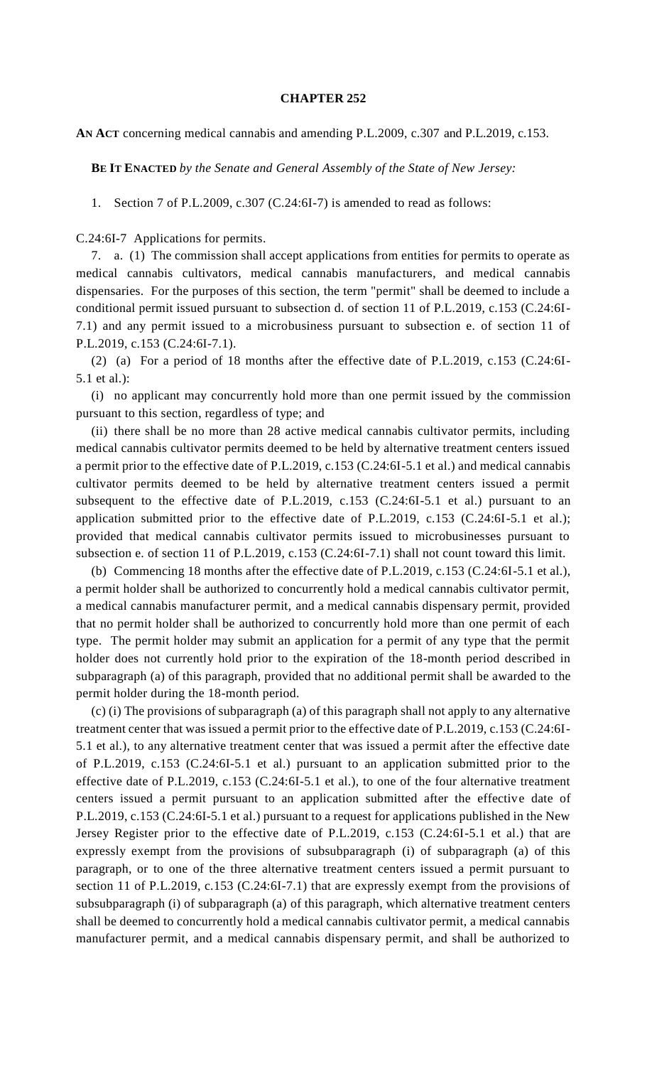# CHAPTER 252

**AN ACT** concerning medical cannabis and amending P.L.2009, c.307 and P.L.2019, c.153.

**BE IT ENACTED** *by the Senate and General Assembly of the State of New Jersey:*

1. Section 7 of P.L.2009, c.307 (C.24:6I-7) is amended to read as follows:

C.24:6I-7 Applications for permits.

7. a. (1) The commission shall accept applications from entities for permits to operate as medical cannabis cultivators, medical cannabis manufacturers, and medical cannabis dispensaries. For the purposes of this section, the term "permit" shall be deemed to include a conditional permit issued pursuant to subsection d. of section 11 of P.L.2019, c.153 (C.24:6I-7.1) and any permit issued to a microbusiness pursuant to subsection e. of section 11 of P.L.2019, c.153 (C.24:6I-7.1).

(2) (a) For a period of 18 months after the effective date of P.L.2019, c.153 (C.24:6I-5.1 et al.):

(i) no applicant may concurrently hold more than one permit issued by the commission pursuant to this section, regardless of type; and

(ii) there shall be no more than 28 active medical cannabis cultivator permits, including medical cannabis cultivator permits deemed to be held by alternative treatment centers issued a permit prior to the effective date of P.L.2019, c.153 (C.24:6I-5.1 et al.) and medical cannabis cultivator permits deemed to be held by alternative treatment centers issued a permit subsequent to the effective date of P.L.2019, c.153 (C.24:6I-5.1 et al.) pursuant to an application submitted prior to the effective date of P.L.2019, c.153 (C.24:6I-5.1 et al.); provided that medical cannabis cultivator permits issued to microbusinesses pursuant to subsection e. of section 11 of P.L.2019, c.153 (C.24:6I-7.1) shall not count toward this limit.

(b) Commencing 18 months after the effective date of P.L.2019, c.153 (C.24:6I-5.1 et al.), a permit holder shall be authorized to concurrently hold a medical cannabis cultivator permit, a medical cannabis manufacturer permit, and a medical cannabis dispensary permit, provided that no permit holder shall be authorized to concurrently hold more than one permit of each type. The permit holder may submit an application for a permit of any type that the permit holder does not currently hold prior to the expiration of the 18-month period described in subparagraph (a) of this paragraph, provided that no additional permit shall be awarded to the permit holder during the 18-month period.

(c) (i) The provisions of subparagraph (a) of this paragraph shall not apply to any alternative treatment center that was issued a permit prior to the effective date of P.L.2019, c.153 (C.24:6I-5.1 et al.), to any alternative treatment center that was issued a permit after the effective date of P.L.2019, c.153 (C.24:6I-5.1 et al.) pursuant to an application submitted prior to the effective date of P.L.2019, c.153 (C.24:6I-5.1 et al.), to one of the four alternative treatment centers issued a permit pursuant to an application submitted after the effective date of P.L.2019, c.153 (C.24:6I-5.1 et al.) pursuant to a request for applications published in the New Jersey Register prior to the effective date of P.L.2019, c.153 (C.24:6I-5.1 et al.) that are expressly exempt from the provisions of subsubparagraph (i) of subparagraph (a) of this paragraph, or to one of the three alternative treatment centers issued a permit pursuant to section 11 of P.L.2019, c.153 (C.24:6I-7.1) that are expressly exempt from the provisions of subsubparagraph (i) of subparagraph (a) of this paragraph, which alternative treatment centers shall be deemed to concurrently hold a medical cannabis cultivator permit, a medical cannabis manufacturer permit, and a medical cannabis dispensary permit, and shall be authorized to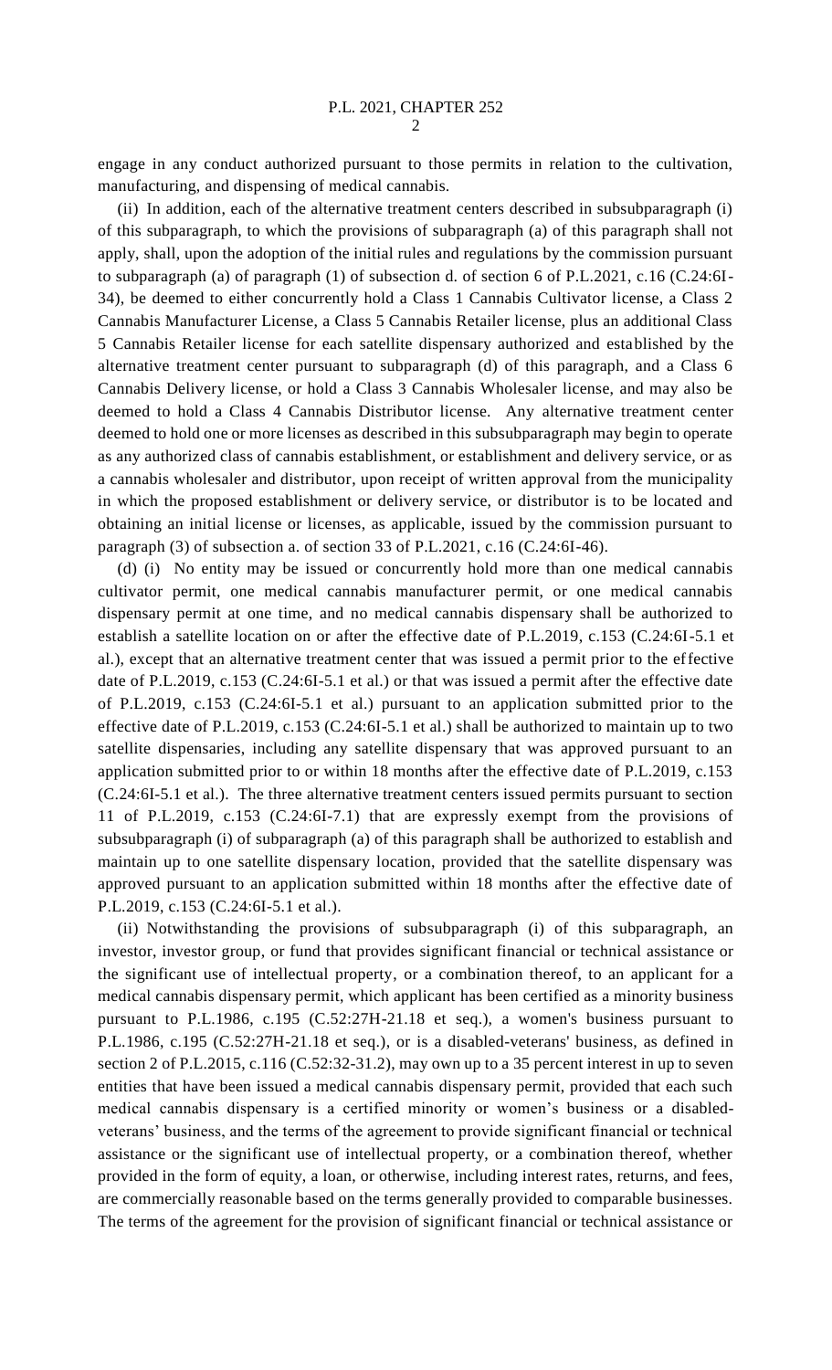engage in any conduct authorized pursuant to those permits in relation to the cultivation, manufacturing, and dispensing of medical cannabis.

(ii) In addition, each of the alternative treatment centers described in subsubparagraph (i) of this subparagraph, to which the provisions of subparagraph (a) of this paragraph shall not apply, shall, upon the adoption of the initial rules and regulations by the commission pursuant to subparagraph (a) of paragraph (1) of subsection d. of section 6 of P.L.2021, c.16 (C.24:6I-34), be deemed to either concurrently hold a Class 1 Cannabis Cultivator license, a Class 2 Cannabis Manufacturer License, a Class 5 Cannabis Retailer license, plus an additional Class 5 Cannabis Retailer license for each satellite dispensary authorized and established by the alternative treatment center pursuant to subparagraph (d) of this paragraph, and a Class 6 Cannabis Delivery license, or hold a Class 3 Cannabis Wholesaler license, and may also be deemed to hold a Class 4 Cannabis Distributor license. Any alternative treatment center deemed to hold one or more licenses as described in this subsubparagraph may begin to operate as any authorized class of cannabis establishment, or establishment and delivery service, or as a cannabis wholesaler and distributor, upon receipt of written approval from the municipality in which the proposed establishment or delivery service, or distributor is to be located and obtaining an initial license or licenses, as applicable, issued by the commission pursuant to paragraph (3) of subsection a. of section 33 of P.L.2021, c.16 (C.24:6I-46).

(d) (i) No entity may be issued or concurrently hold more than one medical cannabis cultivator permit, one medical cannabis manufacturer permit, or one medical cannabis dispensary permit at one time, and no medical cannabis dispensary shall be authorized to establish a satellite location on or after the effective date of P.L.2019, c.153 (C.24:6I-5.1 et al.), except that an alternative treatment center that was issued a permit prior to the effective date of P.L.2019, c.153 (C.24:6I-5.1 et al.) or that was issued a permit after the effective date of P.L.2019, c.153 (C.24:6I-5.1 et al.) pursuant to an application submitted prior to the effective date of P.L.2019, c.153 (C.24:6I-5.1 et al.) shall be authorized to maintain up to two satellite dispensaries, including any satellite dispensary that was approved pursuant to an application submitted prior to or within 18 months after the effective date of P.L.2019, c.153 (C.24:6I-5.1 et al.). The three alternative treatment centers issued permits pursuant to section 11 of P.L.2019, c.153 (C.24:6I-7.1) that are expressly exempt from the provisions of subsubparagraph (i) of subparagraph (a) of this paragraph shall be authorized to establish and maintain up to one satellite dispensary location, provided that the satellite dispensary was approved pursuant to an application submitted within 18 months after the effective date of P.L.2019, c.153 (C.24:6I-5.1 et al.).

(ii) Notwithstanding the provisions of subsubparagraph (i) of this subparagraph, an investor, investor group, or fund that provides significant financial or technical assistance or the significant use of intellectual property, or a combination thereof, to an applicant for a medical cannabis dispensary permit, which applicant has been certified as a minority business pursuant to P.L.1986, c.195 (C.52:27H-21.18 et seq.), a women's business pursuant to P.L.1986, c.195 (C.52:27H-21.18 et seq.), or is a disabled-veterans' business, as defined in section 2 of P.L.2015, c.116 (C.52:32-31.2), may own up to a 35 percent interest in up to seven entities that have been issued a medical cannabis dispensary permit, provided that each such medical cannabis dispensary is a certified minority or women's business or a disabled-veterans' business, and the terms of the agreement to provide significant financial or technical assistance or the significant use of intellectual property, or a combination thereof, whether provided in the form of equity, a loan, or otherwise, including interest rates, returns, and fees, are commercially reasonable based on the terms generally provided to comparable businesses. The terms of the agreement for the provision of significant financial or technical assistance or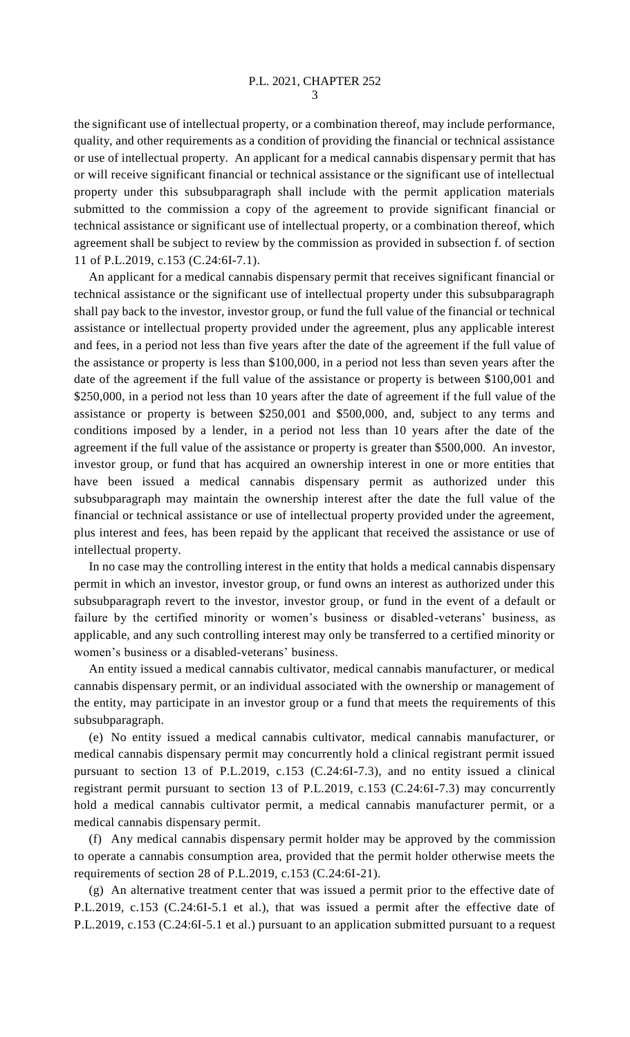the significant use of intellectual property, or a combination thereof, may include performance, quality, and other requirements as a condition of providing the financial or technical assistance or use of intellectual property. An applicant for a medical cannabis dispensary permit that has or will receive significant financial or technical assistance or the significant use of intellectual property under this subsubparagraph shall include with the permit application materials submitted to the commission a copy of the agreement to provide significant financial or technical assistance or significant use of intellectual property, or a combination thereof, which agreement shall be subject to review by the commission as provided in subsection f. of section 11 of P.L.2019, c.153 (C.24:6I-7.1).

An applicant for a medical cannabis dispensary permit that receives significant financial or technical assistance or the significant use of intellectual property under this subsubparagraph shall pay back to the investor, investor group, or fund the full value of the financial or technical assistance or intellectual property provided under the agreement, plus any applicable interest and fees, in a period not less than five years after the date of the agreement if the full value of the assistance or property is less than $100,000, in a period not less than seven years after the date of the agreement if the full value of the assistance or property is between $100,001 and $250,000, in a period not less than 10 years after the date of agreement if the full value of the assistance or property is between $250,001 and $500,000, and, subject to any terms and conditions imposed by a lender, in a period not less than 10 years after the date of the agreement if the full value of the assistance or property is greater than $500,000. An investor, investor group, or fund that has acquired an ownership interest in one or more entities that have been issued a medical cannabis dispensary permit as authorized under this subsubparagraph may maintain the ownership interest after the date the full value of the financial or technical assistance or use of intellectual property provided under the agreement, plus interest and fees, has been repaid by the applicant that received the assistance or use of intellectual property.

In no case may the controlling interest in the entity that holds a medical cannabis dispensary permit in which an investor, investor group, or fund owns an interest as authorized under this subsubparagraph revert to the investor, investor group, or fund in the event of a default or failure by the certified minority or women's business or disabled-veterans' business, as applicable, and any such controlling interest may only be transferred to a certified minority or women's business or a disabled-veterans' business.

An entity issued a medical cannabis cultivator, medical cannabis manufacturer, or medical cannabis dispensary permit, or an individual associated with the ownership or management of the entity, may participate in an investor group or a fund that meets the requirements of this subsubparagraph.

(e) No entity issued a medical cannabis cultivator, medical cannabis manufacturer, or medical cannabis dispensary permit may concurrently hold a clinical registrant permit issued pursuant to section 13 of P.L.2019, c.153 (C.24:6I-7.3), and no entity issued a clinical registrant permit pursuant to section 13 of P.L.2019, c.153 (C.24:6I-7.3) may concurrently hold a medical cannabis cultivator permit, a medical cannabis manufacturer permit, or a medical cannabis dispensary permit.

(f) Any medical cannabis dispensary permit holder may be approved by the commission to operate a cannabis consumption area, provided that the permit holder otherwise meets the requirements of section 28 of P.L.2019, c.153 (C.24:6I-21).

(g) An alternative treatment center that was issued a permit prior to the effective date of P.L.2019, c.153 (C.24:6I-5.1 et al.), that was issued a permit after the effective date of P.L.2019, c.153 (C.24:6I-5.1 et al.) pursuant to an application submitted pursuant to a request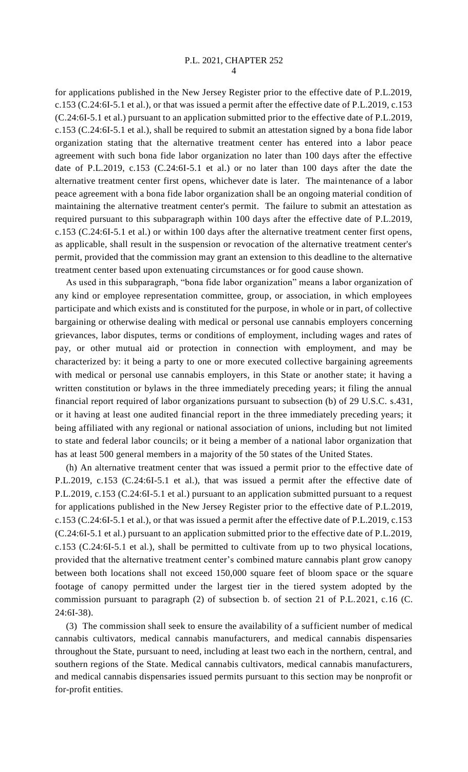for applications published in the New Jersey Register prior to the effective date of P.L.2019, c.153 (C.24:6I-5.1 et al.), or that was issued a permit after the effective date of P.L.2019, c.153 (C.24:6I-5.1 et al.) pursuant to an application submitted prior to the effective date of P.L.2019, c.153 (C.24:6I-5.1 et al.), shall be required to submit an attestation signed by a bona fide labor organization stating that the alternative treatment center has entered into a labor peace agreement with such bona fide labor organization no later than 100 days after the effective date of P.L.2019, c.153 (C.24:6I-5.1 et al.) or no later than 100 days after the date the alternative treatment center first opens, whichever date is later. The maintenance of a labor peace agreement with a bona fide labor organization shall be an ongoing material condition of maintaining the alternative treatment center's permit. The failure to submit an attestation as required pursuant to this subparagraph within 100 days after the effective date of P.L.2019, c.153 (C.24:6I-5.1 et al.) or within 100 days after the alternative treatment center first opens, as applicable, shall result in the suspension or revocation of the alternative treatment center's permit, provided that the commission may grant an extension to this deadline to the alternative treatment center based upon extenuating circumstances or for good cause shown.

As used in this subparagraph, "bona fide labor organization" means a labor organization of any kind or employee representation committee, group, or association, in which employees participate and which exists and is constituted for the purpose, in whole or in part, of collective bargaining or otherwise dealing with medical or personal use cannabis employers concerning grievances, labor disputes, terms or conditions of employment, including wages and rates of pay, or other mutual aid or protection in connection with employment, and may be characterized by: it being a party to one or more executed collective bargaining agreements with medical or personal use cannabis employers, in this State or another state; it having a written constitution or bylaws in the three immediately preceding years; it filing the annual financial report required of labor organizations pursuant to subsection (b) of 29 U.S.C. s.431, or it having at least one audited financial report in the three immediately preceding years; it being affiliated with any regional or national association of unions, including but not limited to state and federal labor councils; or it being a member of a national labor organization that has at least 500 general members in a majority of the 50 states of the United States.

(h) An alternative treatment center that was issued a permit prior to the effective date of P.L.2019, c.153 (C.24:6I-5.1 et al.), that was issued a permit after the effective date of P.L.2019, c.153 (C.24:6I-5.1 et al.) pursuant to an application submitted pursuant to a request for applications published in the New Jersey Register prior to the effective date of P.L.2019, c.153 (C.24:6I-5.1 et al.), or that was issued a permit after the effective date of P.L.2019, c.153 (C.24:6I-5.1 et al.) pursuant to an application submitted prior to the effective date of P.L.2019, c.153 (C.24:6I-5.1 et al.), shall be permitted to cultivate from up to two physical locations, provided that the alternative treatment center's combined mature cannabis plant grow canopy between both locations shall not exceed 150,000 square feet of bloom space or the square footage of canopy permitted under the largest tier in the tiered system adopted by the commission pursuant to paragraph (2) of subsection b. of section 21 of P.L.2021, c.16 (C. 24:6I-38).

(3) The commission shall seek to ensure the availability of a sufficient number of medical cannabis cultivators, medical cannabis manufacturers, and medical cannabis dispensaries throughout the State, pursuant to need, including at least two each in the northern, central, and southern regions of the State. Medical cannabis cultivators, medical cannabis manufacturers, and medical cannabis dispensaries issued permits pursuant to this section may be nonprofit or for-profit entities.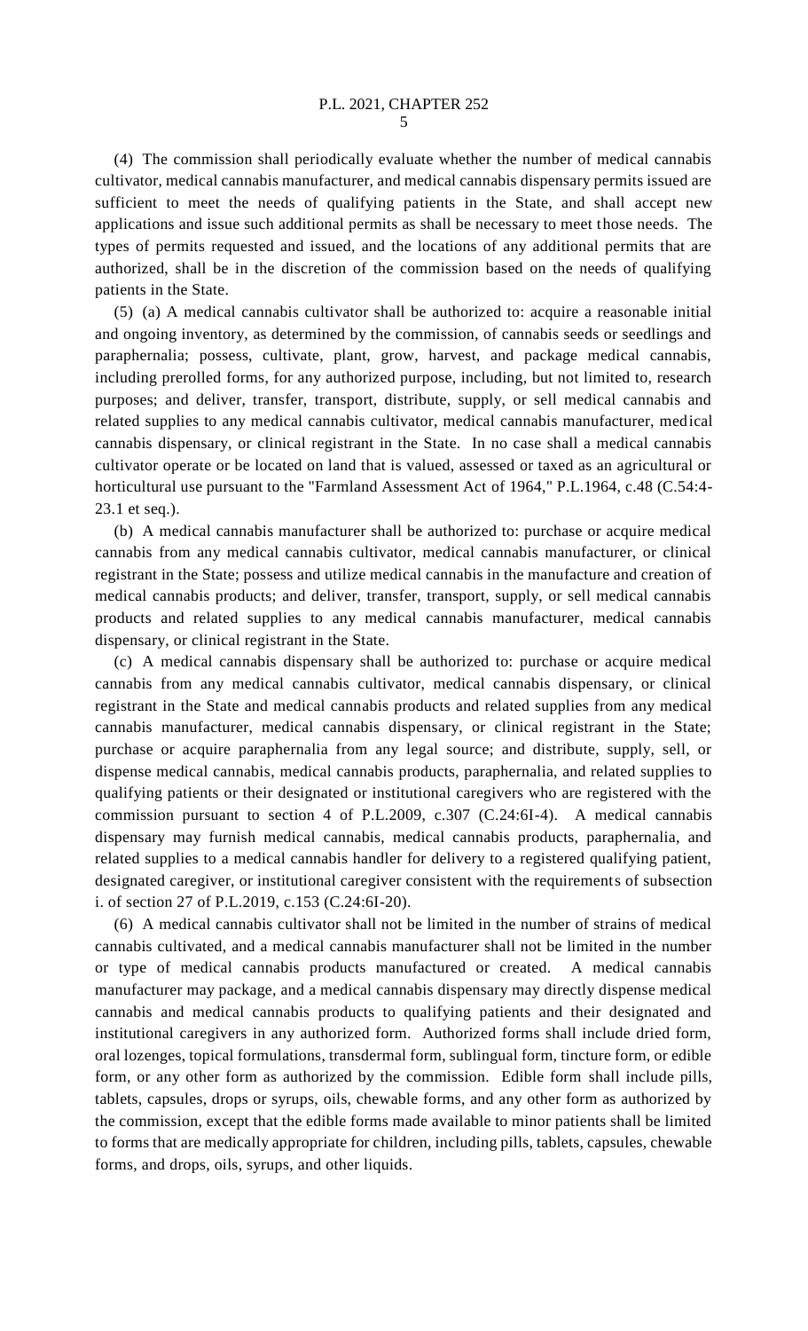(4) The commission shall periodically evaluate whether the number of medical cannabis cultivator, medical cannabis manufacturer, and medical cannabis dispensary permits issued are sufficient to meet the needs of qualifying patients in the State, and shall accept new applications and issue such additional permits as shall be necessary to meet those needs. The types of permits requested and issued, and the locations of any additional permits that are authorized, shall be in the discretion of the commission based on the needs of qualifying patients in the State.

(5) (a) A medical cannabis cultivator shall be authorized to: acquire a reasonable initial and ongoing inventory, as determined by the commission, of cannabis seeds or seedlings and paraphernalia; possess, cultivate, plant, grow, harvest, and package medical cannabis, including prerolled forms, for any authorized purpose, including, but not limited to, research purposes; and deliver, transfer, transport, distribute, supply, or sell medical cannabis and related supplies to any medical cannabis cultivator, medical cannabis manufacturer, medical cannabis dispensary, or clinical registrant in the State. In no case shall a medical cannabis cultivator operate or be located on land that is valued, assessed or taxed as an agricultural or horticultural use pursuant to the "Farmland Assessment Act of 1964," P.L.1964, c.48 (C.54:4-23.1 et seq.).

(b) A medical cannabis manufacturer shall be authorized to: purchase or acquire medical cannabis from any medical cannabis cultivator, medical cannabis manufacturer, or clinical registrant in the State; possess and utilize medical cannabis in the manufacture and creation of medical cannabis products; and deliver, transfer, transport, supply, or sell medical cannabis products and related supplies to any medical cannabis manufacturer, medical cannabis dispensary, or clinical registrant in the State.

(c) A medical cannabis dispensary shall be authorized to: purchase or acquire medical cannabis from any medical cannabis cultivator, medical cannabis dispensary, or clinical registrant in the State and medical cannabis products and related supplies from any medical cannabis manufacturer, medical cannabis dispensary, or clinical registrant in the State; purchase or acquire paraphernalia from any legal source; and distribute, supply, sell, or dispense medical cannabis, medical cannabis products, paraphernalia, and related supplies to qualifying patients or their designated or institutional caregivers who are registered with the commission pursuant to section 4 of P.L.2009, c.307 (C.24:6I-4). A medical cannabis dispensary may furnish medical cannabis, medical cannabis products, paraphernalia, and related supplies to a medical cannabis handler for delivery to a registered qualifying patient, designated caregiver, or institutional caregiver consistent with the requirements of subsection i. of section 27 of P.L.2019, c.153 (C.24:6I-20).

(6) A medical cannabis cultivator shall not be limited in the number of strains of medical cannabis cultivated, and a medical cannabis manufacturer shall not be limited in the number or type of medical cannabis products manufactured or created. A medical cannabis manufacturer may package, and a medical cannabis dispensary may directly dispense medical cannabis and medical cannabis products to qualifying patients and their designated and institutional caregivers in any authorized form. Authorized forms shall include dried form, oral lozenges, topical formulations, transdermal form, sublingual form, tincture form, or edible form, or any other form as authorized by the commission. Edible form shall include pills, tablets, capsules, drops or syrups, oils, chewable forms, and any other form as authorized by the commission, except that the edible forms made available to minor patients shall be limited to forms that are medically appropriate for children, including pills, tablets, capsules, chewable forms, and drops, oils, syrups, and other liquids.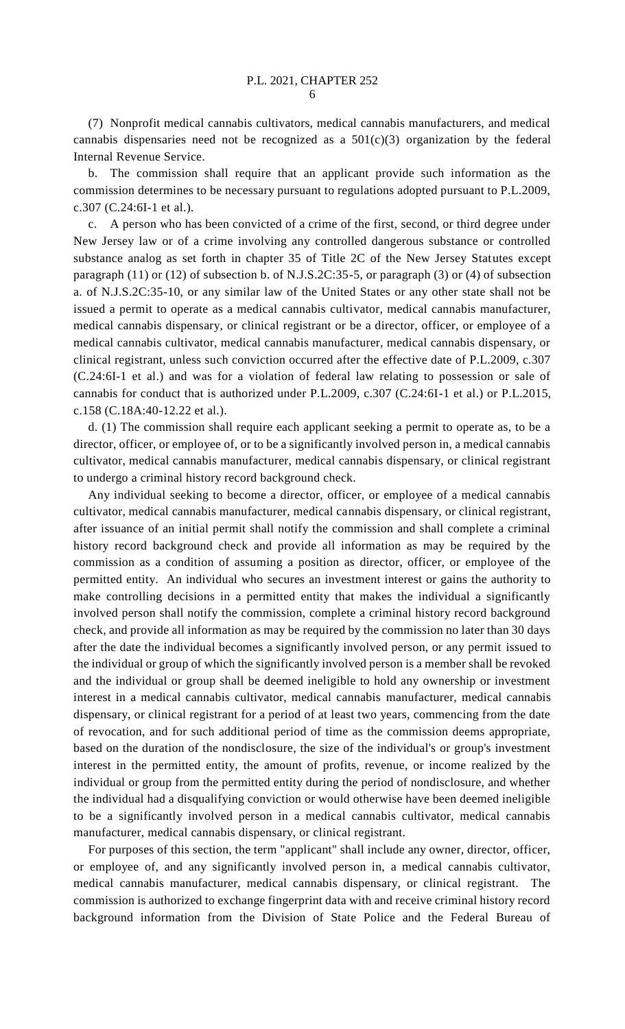(7) Nonprofit medical cannabis cultivators, medical cannabis manufacturers, and medical cannabis dispensaries need not be recognized as a 501(c)(3) organization by the federal Internal Revenue Service.

b. The commission shall require that an applicant provide such information as the commission determines to be necessary pursuant to regulations adopted pursuant to P.L.2009, c.307 (C.24:6I-1 et al.).

c. A person who has been convicted of a crime of the first, second, or third degree under New Jersey law or of a crime involving any controlled dangerous substance or controlled substance analog as set forth in chapter 35 of Title 2C of the New Jersey Statutes except paragraph (11) or (12) of subsection b. of N.J.S.2C:35-5, or paragraph (3) or (4) of subsection a. of N.J.S.2C:35-10, or any similar law of the United States or any other state shall not be issued a permit to operate as a medical cannabis cultivator, medical cannabis manufacturer, medical cannabis dispensary, or clinical registrant or be a director, officer, or employee of a medical cannabis cultivator, medical cannabis manufacturer, medical cannabis dispensary, or clinical registrant, unless such conviction occurred after the effective date of P.L.2009, c.307 (C.24:6I-1 et al.) and was for a violation of federal law relating to possession or sale of cannabis for conduct that is authorized under P.L.2009, c.307 (C.24:6I-1 et al.) or P.L.2015, c.158 (C.18A:40-12.22 et al.).

d. (1) The commission shall require each applicant seeking a permit to operate as, to be a director, officer, or employee of, or to be a significantly involved person in, a medical cannabis cultivator, medical cannabis manufacturer, medical cannabis dispensary, or clinical registrant to undergo a criminal history record background check.

Any individual seeking to become a director, officer, or employee of a medical cannabis cultivator, medical cannabis manufacturer, medical cannabis dispensary, or clinical registrant, after issuance of an initial permit shall notify the commission and shall complete a criminal history record background check and provide all information as may be required by the commission as a condition of assuming a position as director, officer, or employee of the permitted entity. An individual who secures an investment interest or gains the authority to make controlling decisions in a permitted entity that makes the individual a significantly involved person shall notify the commission, complete a criminal history record background check, and provide all information as may be required by the commission no later than 30 days after the date the individual becomes a significantly involved person, or any permit issued to the individual or group of which the significantly involved person is a member shall be revoked and the individual or group shall be deemed ineligible to hold any ownership or investment interest in a medical cannabis cultivator, medical cannabis manufacturer, medical cannabis dispensary, or clinical registrant for a period of at least two years, commencing from the date of revocation, and for such additional period of time as the commission deems appropriate, based on the duration of the nondisclosure, the size of the individual's or group's investment interest in the permitted entity, the amount of profits, revenue, or income realized by the individual or group from the permitted entity during the period of nondisclosure, and whether the individual had a disqualifying conviction or would otherwise have been deemed ineligible to be a significantly involved person in a medical cannabis cultivator, medical cannabis manufacturer, medical cannabis dispensary, or clinical registrant.

For purposes of this section, the term "applicant" shall include any owner, director, officer, or employee of, and any significantly involved person in, a medical cannabis cultivator, medical cannabis manufacturer, medical cannabis dispensary, or clinical registrant. The commission is authorized to exchange fingerprint data with and receive criminal history record background information from the Division of State Police and the Federal Bureau of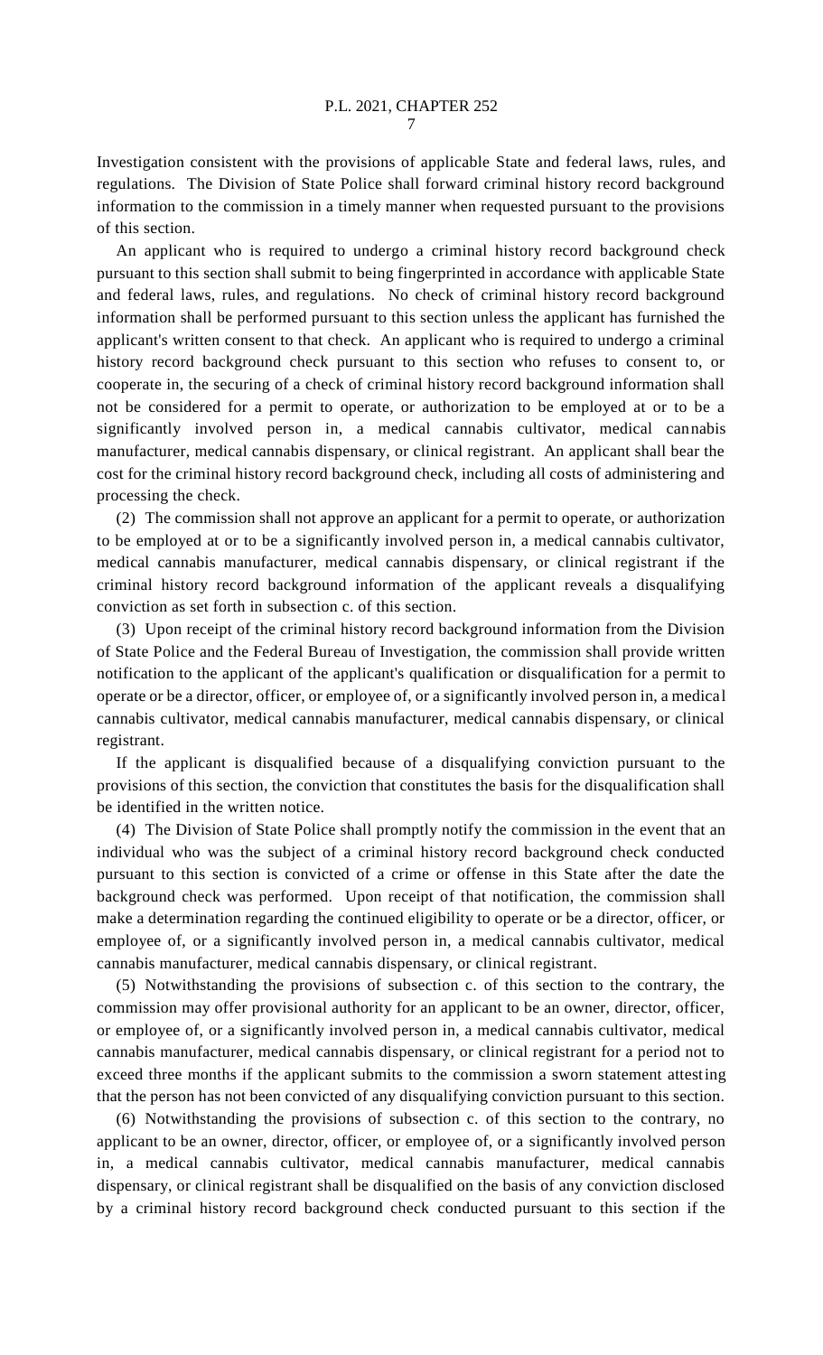Investigation consistent with the provisions of applicable State and federal laws, rules, and regulations. The Division of State Police shall forward criminal history record background information to the commission in a timely manner when requested pursuant to the provisions of this section.

An applicant who is required to undergo a criminal history record background check pursuant to this section shall submit to being fingerprinted in accordance with applicable State and federal laws, rules, and regulations. No check of criminal history record background information shall be performed pursuant to this section unless the applicant has furnished the applicant's written consent to that check. An applicant who is required to undergo a criminal history record background check pursuant to this section who refuses to consent to, or cooperate in, the securing of a check of criminal history record background information shall not be considered for a permit to operate, or authorization to be employed at or to be a significantly involved person in, a medical cannabis cultivator, medical cannabis manufacturer, medical cannabis dispensary, or clinical registrant. An applicant shall bear the cost for the criminal history record background check, including all costs of administering and processing the check.

(2) The commission shall not approve an applicant for a permit to operate, or authorization to be employed at or to be a significantly involved person in, a medical cannabis cultivator, medical cannabis manufacturer, medical cannabis dispensary, or clinical registrant if the criminal history record background information of the applicant reveals a disqualifying conviction as set forth in subsection c. of this section.

(3) Upon receipt of the criminal history record background information from the Division of State Police and the Federal Bureau of Investigation, the commission shall provide written notification to the applicant of the applicant's qualification or disqualification for a permit to operate or be a director, officer, or employee of, or a significantly involved person in, a medical cannabis cultivator, medical cannabis manufacturer, medical cannabis dispensary, or clinical registrant.

If the applicant is disqualified because of a disqualifying conviction pursuant to the provisions of this section, the conviction that constitutes the basis for the disqualification shall be identified in the written notice.

(4) The Division of State Police shall promptly notify the commission in the event that an individual who was the subject of a criminal history record background check conducted pursuant to this section is convicted of a crime or offense in this State after the date the background check was performed. Upon receipt of that notification, the commission shall make a determination regarding the continued eligibility to operate or be a director, officer, or employee of, or a significantly involved person in, a medical cannabis cultivator, medical cannabis manufacturer, medical cannabis dispensary, or clinical registrant.

(5) Notwithstanding the provisions of subsection c. of this section to the contrary, the commission may offer provisional authority for an applicant to be an owner, director, officer, or employee of, or a significantly involved person in, a medical cannabis cultivator, medical cannabis manufacturer, medical cannabis dispensary, or clinical registrant for a period not to exceed three months if the applicant submits to the commission a sworn statement attesting that the person has not been convicted of any disqualifying conviction pursuant to this section.

(6) Notwithstanding the provisions of subsection c. of this section to the contrary, no applicant to be an owner, director, officer, or employee of, or a significantly involved person in, a medical cannabis cultivator, medical cannabis manufacturer, medical cannabis dispensary, or clinical registrant shall be disqualified on the basis of any conviction disclosed by a criminal history record background check conducted pursuant to this section if the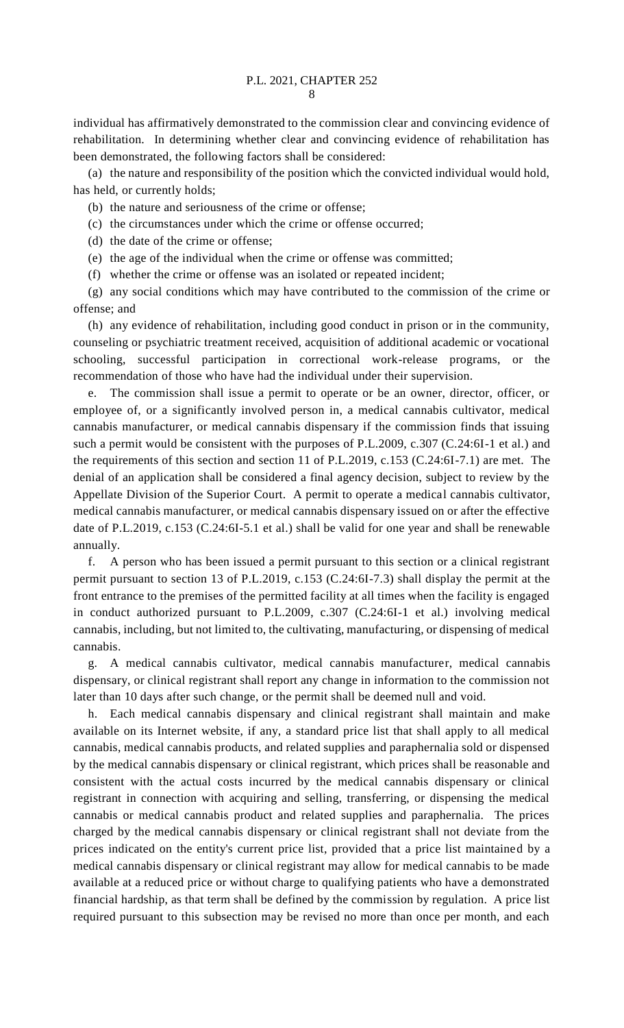individual has affirmatively demonstrated to the commission clear and convincing evidence of rehabilitation. In determining whether clear and convincing evidence of rehabilitation has been demonstrated, the following factors shall be considered:

(a) the nature and responsibility of the position which the convicted individual would hold, has held, or currently holds;

(b) the nature and seriousness of the crime or offense;

(c) the circumstances under which the crime or offense occurred;

(d) the date of the crime or offense;

(e) the age of the individual when the crime or offense was committed;

(f) whether the crime or offense was an isolated or repeated incident;

(g) any social conditions which may have contributed to the commission of the crime or offense; and

(h) any evidence of rehabilitation, including good conduct in prison or in the community, counseling or psychiatric treatment received, acquisition of additional academic or vocational schooling, successful participation in correctional work-release programs, or the recommendation of those who have had the individual under their supervision.

e. The commission shall issue a permit to operate or be an owner, director, officer, or employee of, or a significantly involved person in, a medical cannabis cultivator, medical cannabis manufacturer, or medical cannabis dispensary if the commission finds that issuing such a permit would be consistent with the purposes of P.L.2009, c.307 (C.24:6I-1 et al.) and the requirements of this section and section 11 of P.L.2019, c.153 (C.24:6I-7.1) are met. The denial of an application shall be considered a final agency decision, subject to review by the Appellate Division of the Superior Court. A permit to operate a medical cannabis cultivator, medical cannabis manufacturer, or medical cannabis dispensary issued on or after the effective date of P.L.2019, c.153 (C.24:6I-5.1 et al.) shall be valid for one year and shall be renewable annually.

f. A person who has been issued a permit pursuant to this section or a clinical registrant permit pursuant to section 13 of P.L.2019, c.153 (C.24:6I-7.3) shall display the permit at the front entrance to the premises of the permitted facility at all times when the facility is engaged in conduct authorized pursuant to P.L.2009, c.307 (C.24:6I-1 et al.) involving medical cannabis, including, but not limited to, the cultivating, manufacturing, or dispensing of medical cannabis.

g. A medical cannabis cultivator, medical cannabis manufacturer, medical cannabis dispensary, or clinical registrant shall report any change in information to the commission not later than 10 days after such change, or the permit shall be deemed null and void.

h. Each medical cannabis dispensary and clinical registrant shall maintain and make available on its Internet website, if any, a standard price list that shall apply to all medical cannabis, medical cannabis products, and related supplies and paraphernalia sold or dispensed by the medical cannabis dispensary or clinical registrant, which prices shall be reasonable and consistent with the actual costs incurred by the medical cannabis dispensary or clinical registrant in connection with acquiring and selling, transferring, or dispensing the medical cannabis or medical cannabis product and related supplies and paraphernalia. The prices charged by the medical cannabis dispensary or clinical registrant shall not deviate from the prices indicated on the entity's current price list, provided that a price list maintained by a medical cannabis dispensary or clinical registrant may allow for medical cannabis to be made available at a reduced price or without charge to qualifying patients who have a demonstrated financial hardship, as that term shall be defined by the commission by regulation. A price list required pursuant to this subsection may be revised no more than once per month, and each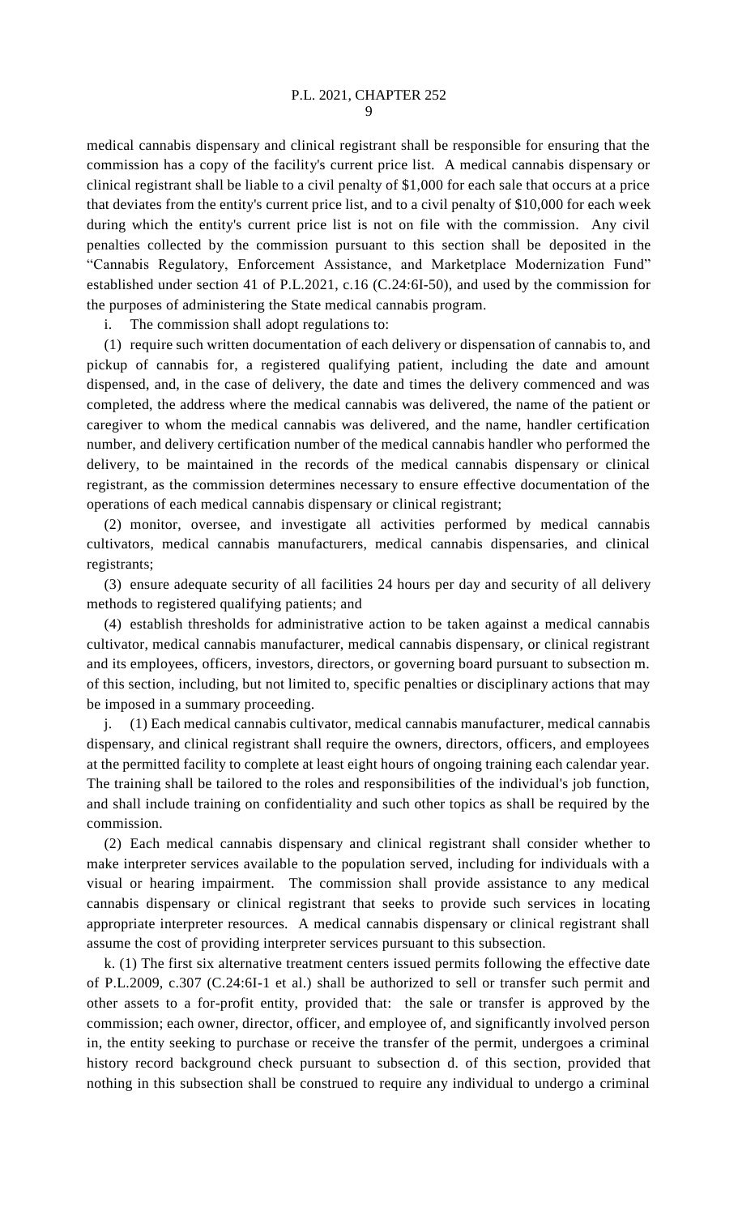medical cannabis dispensary and clinical registrant shall be responsible for ensuring that the commission has a copy of the facility's current price list. A medical cannabis dispensary or clinical registrant shall be liable to a civil penalty of $1,000 for each sale that occurs at a price that deviates from the entity's current price list, and to a civil penalty of $10,000 for each week during which the entity's current price list is not on file with the commission. Any civil penalties collected by the commission pursuant to this section shall be deposited in the "Cannabis Regulatory, Enforcement Assistance, and Marketplace Modernization Fund" established under section 41 of P.L.2021, c.16 (C.24:6I-50), and used by the commission for the purposes of administering the State medical cannabis program.

i. The commission shall adopt regulations to:

(1) require such written documentation of each delivery or dispensation of cannabis to, and pickup of cannabis for, a registered qualifying patient, including the date and amount dispensed, and, in the case of delivery, the date and times the delivery commenced and was completed, the address where the medical cannabis was delivered, the name of the patient or caregiver to whom the medical cannabis was delivered, and the name, handler certification number, and delivery certification number of the medical cannabis handler who performed the delivery, to be maintained in the records of the medical cannabis dispensary or clinical registrant, as the commission determines necessary to ensure effective documentation of the operations of each medical cannabis dispensary or clinical registrant;

(2) monitor, oversee, and investigate all activities performed by medical cannabis cultivators, medical cannabis manufacturers, medical cannabis dispensaries, and clinical registrants;

(3) ensure adequate security of all facilities 24 hours per day and security of all delivery methods to registered qualifying patients; and

(4) establish thresholds for administrative action to be taken against a medical cannabis cultivator, medical cannabis manufacturer, medical cannabis dispensary, or clinical registrant and its employees, officers, investors, directors, or governing board pursuant to subsection m. of this section, including, but not limited to, specific penalties or disciplinary actions that may be imposed in a summary proceeding.

j. (1) Each medical cannabis cultivator, medical cannabis manufacturer, medical cannabis dispensary, and clinical registrant shall require the owners, directors, officers, and employees at the permitted facility to complete at least eight hours of ongoing training each calendar year. The training shall be tailored to the roles and responsibilities of the individual's job function, and shall include training on confidentiality and such other topics as shall be required by the commission.

(2) Each medical cannabis dispensary and clinical registrant shall consider whether to make interpreter services available to the population served, including for individuals with a visual or hearing impairment. The commission shall provide assistance to any medical cannabis dispensary or clinical registrant that seeks to provide such services in locating appropriate interpreter resources. A medical cannabis dispensary or clinical registrant shall assume the cost of providing interpreter services pursuant to this subsection.

k. (1) The first six alternative treatment centers issued permits following the effective date of P.L.2009, c.307 (C.24:6I-1 et al.) shall be authorized to sell or transfer such permit and other assets to a for-profit entity, provided that: the sale or transfer is approved by the commission; each owner, director, officer, and employee of, and significantly involved person in, the entity seeking to purchase or receive the transfer of the permit, undergoes a criminal history record background check pursuant to subsection d. of this section, provided that nothing in this subsection shall be construed to require any individual to undergo a criminal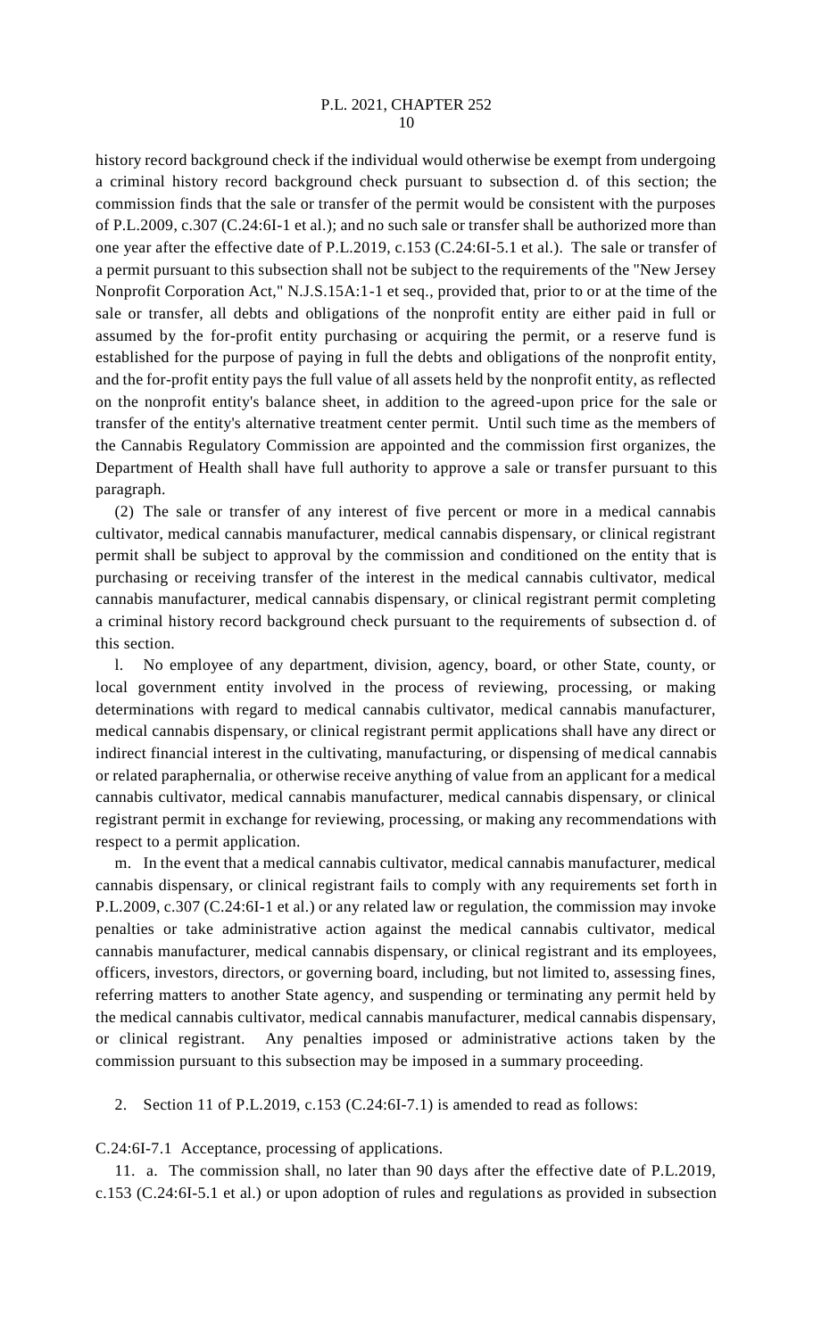history record background check if the individual would otherwise be exempt from undergoing a criminal history record background check pursuant to subsection d. of this section; the commission finds that the sale or transfer of the permit would be consistent with the purposes of P.L.2009, c.307 (C.24:6I-1 et al.); and no such sale or transfer shall be authorized more than one year after the effective date of P.L.2019, c.153 (C.24:6I-5.1 et al.). The sale or transfer of a permit pursuant to this subsection shall not be subject to the requirements of the "New Jersey Nonprofit Corporation Act," N.J.S.15A:1-1 et seq., provided that, prior to or at the time of the sale or transfer, all debts and obligations of the nonprofit entity are either paid in full or assumed by the for-profit entity purchasing or acquiring the permit, or a reserve fund is established for the purpose of paying in full the debts and obligations of the nonprofit entity, and the for-profit entity pays the full value of all assets held by the nonprofit entity, as reflected on the nonprofit entity's balance sheet, in addition to the agreed-upon price for the sale or transfer of the entity's alternative treatment center permit. Until such time as the members of the Cannabis Regulatory Commission are appointed and the commission first organizes, the Department of Health shall have full authority to approve a sale or transfer pursuant to this paragraph.

(2) The sale or transfer of any interest of five percent or more in a medical cannabis cultivator, medical cannabis manufacturer, medical cannabis dispensary, or clinical registrant permit shall be subject to approval by the commission and conditioned on the entity that is purchasing or receiving transfer of the interest in the medical cannabis cultivator, medical cannabis manufacturer, medical cannabis dispensary, or clinical registrant permit completing a criminal history record background check pursuant to the requirements of subsection d. of this section.

l. No employee of any department, division, agency, board, or other State, county, or local government entity involved in the process of reviewing, processing, or making determinations with regard to medical cannabis cultivator, medical cannabis manufacturer, medical cannabis dispensary, or clinical registrant permit applications shall have any direct or indirect financial interest in the cultivating, manufacturing, or dispensing of medical cannabis or related paraphernalia, or otherwise receive anything of value from an applicant for a medical cannabis cultivator, medical cannabis manufacturer, medical cannabis dispensary, or clinical registrant permit in exchange for reviewing, processing, or making any recommendations with respect to a permit application.

m. In the event that a medical cannabis cultivator, medical cannabis manufacturer, medical cannabis dispensary, or clinical registrant fails to comply with any requirements set forth in P.L.2009, c.307 (C.24:6I-1 et al.) or any related law or regulation, the commission may invoke penalties or take administrative action against the medical cannabis cultivator, medical cannabis manufacturer, medical cannabis dispensary, or clinical registrant and its employees, officers, investors, directors, or governing board, including, but not limited to, assessing fines, referring matters to another State agency, and suspending or terminating any permit held by the medical cannabis cultivator, medical cannabis manufacturer, medical cannabis dispensary, or clinical registrant. Any penalties imposed or administrative actions taken by the commission pursuant to this subsection may be imposed in a summary proceeding.

2. Section 11 of P.L.2019, c.153 (C.24:6I-7.1) is amended to read as follows:

C.24:6I-7.1 Acceptance, processing of applications.

11. a. The commission shall, no later than 90 days after the effective date of P.L.2019, c.153 (C.24:6I-5.1 et al.) or upon adoption of rules and regulations as provided in subsection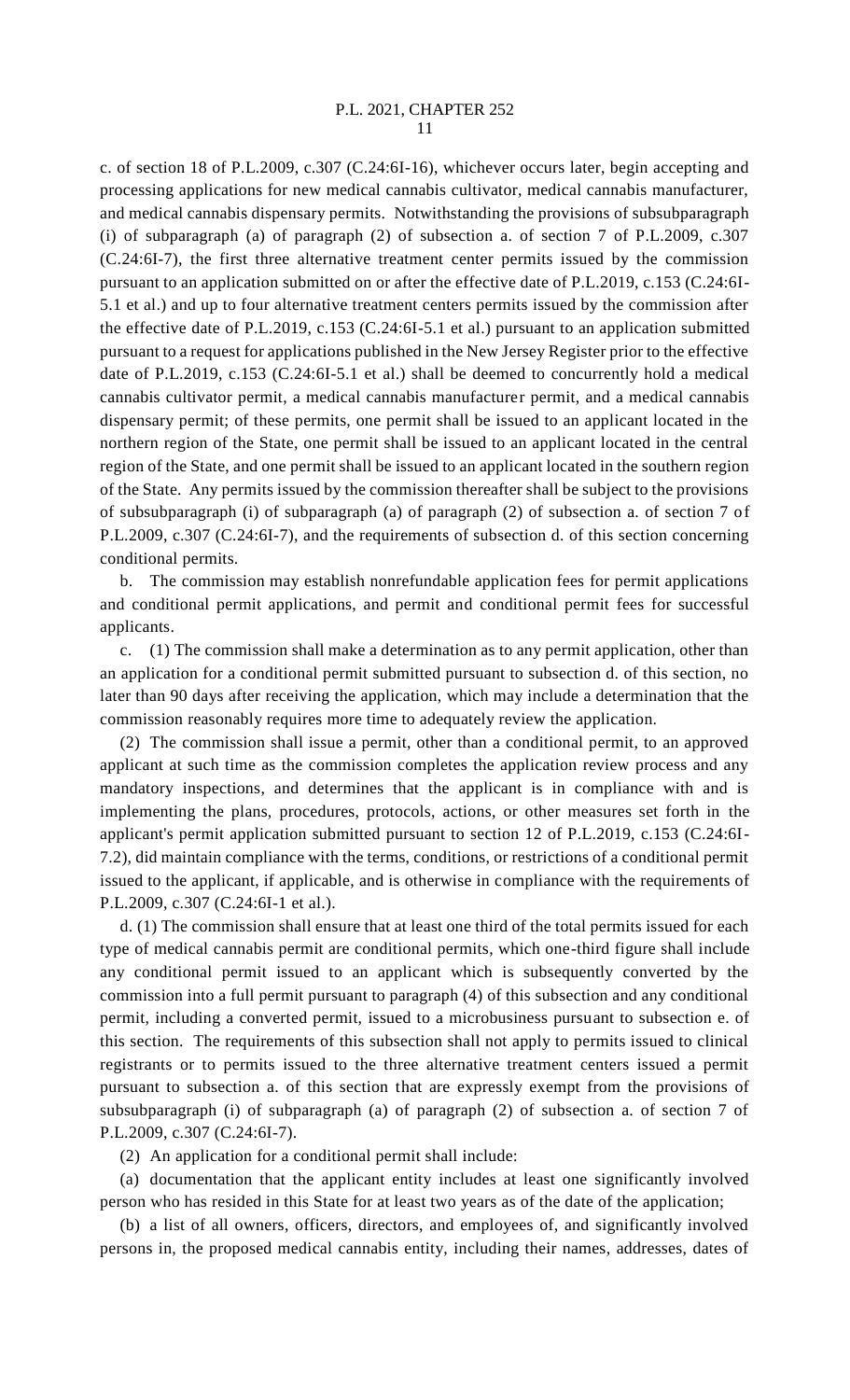c. of section 18 of P.L.2009, c.307 (C.24:6I-16), whichever occurs later, begin accepting and processing applications for new medical cannabis cultivator, medical cannabis manufacturer, and medical cannabis dispensary permits. Notwithstanding the provisions of subsubparagraph (i) of subparagraph (a) of paragraph (2) of subsection a. of section 7 of P.L.2009, c.307 (C.24:6I-7), the first three alternative treatment center permits issued by the commission pursuant to an application submitted on or after the effective date of P.L.2019, c.153 (C.24:6I-5.1 et al.) and up to four alternative treatment centers permits issued by the commission after the effective date of P.L.2019, c.153 (C.24:6I-5.1 et al.) pursuant to an application submitted pursuant to a request for applications published in the New Jersey Register prior to the effective date of P.L.2019, c.153 (C.24:6I-5.1 et al.) shall be deemed to concurrently hold a medical cannabis cultivator permit, a medical cannabis manufacturer permit, and a medical cannabis dispensary permit; of these permits, one permit shall be issued to an applicant located in the northern region of the State, one permit shall be issued to an applicant located in the central region of the State, and one permit shall be issued to an applicant located in the southern region of the State. Any permits issued by the commission thereafter shall be subject to the provisions of subsubparagraph (i) of subparagraph (a) of paragraph (2) of subsection a. of section 7 of P.L.2009, c.307 (C.24:6I-7), and the requirements of subsection d. of this section concerning conditional permits.

b. The commission may establish nonrefundable application fees for permit applications and conditional permit applications, and permit and conditional permit fees for successful applicants.

c. (1) The commission shall make a determination as to any permit application, other than an application for a conditional permit submitted pursuant to subsection d. of this section, no later than 90 days after receiving the application, which may include a determination that the commission reasonably requires more time to adequately review the application.

(2) The commission shall issue a permit, other than a conditional permit, to an approved applicant at such time as the commission completes the application review process and any mandatory inspections, and determines that the applicant is in compliance with and is implementing the plans, procedures, protocols, actions, or other measures set forth in the applicant's permit application submitted pursuant to section 12 of P.L.2019, c.153 (C.24:6I-7.2), did maintain compliance with the terms, conditions, or restrictions of a conditional permit issued to the applicant, if applicable, and is otherwise in compliance with the requirements of P.L.2009, c.307 (C.24:6I-1 et al.).

d. (1) The commission shall ensure that at least one third of the total permits issued for each type of medical cannabis permit are conditional permits, which one-third figure shall include any conditional permit issued to an applicant which is subsequently converted by the commission into a full permit pursuant to paragraph (4) of this subsection and any conditional permit, including a converted permit, issued to a microbusiness pursuant to subsection e. of this section. The requirements of this subsection shall not apply to permits issued to clinical registrants or to permits issued to the three alternative treatment centers issued a permit pursuant to subsection a. of this section that are expressly exempt from the provisions of subsubparagraph (i) of subparagraph (a) of paragraph (2) of subsection a. of section 7 of P.L.2009, c.307 (C.24:6I-7).

(2) An application for a conditional permit shall include:

(a) documentation that the applicant entity includes at least one significantly involved person who has resided in this State for at least two years as of the date of the application;

(b) a list of all owners, officers, directors, and employees of, and significantly involved persons in, the proposed medical cannabis entity, including their names, addresses, dates of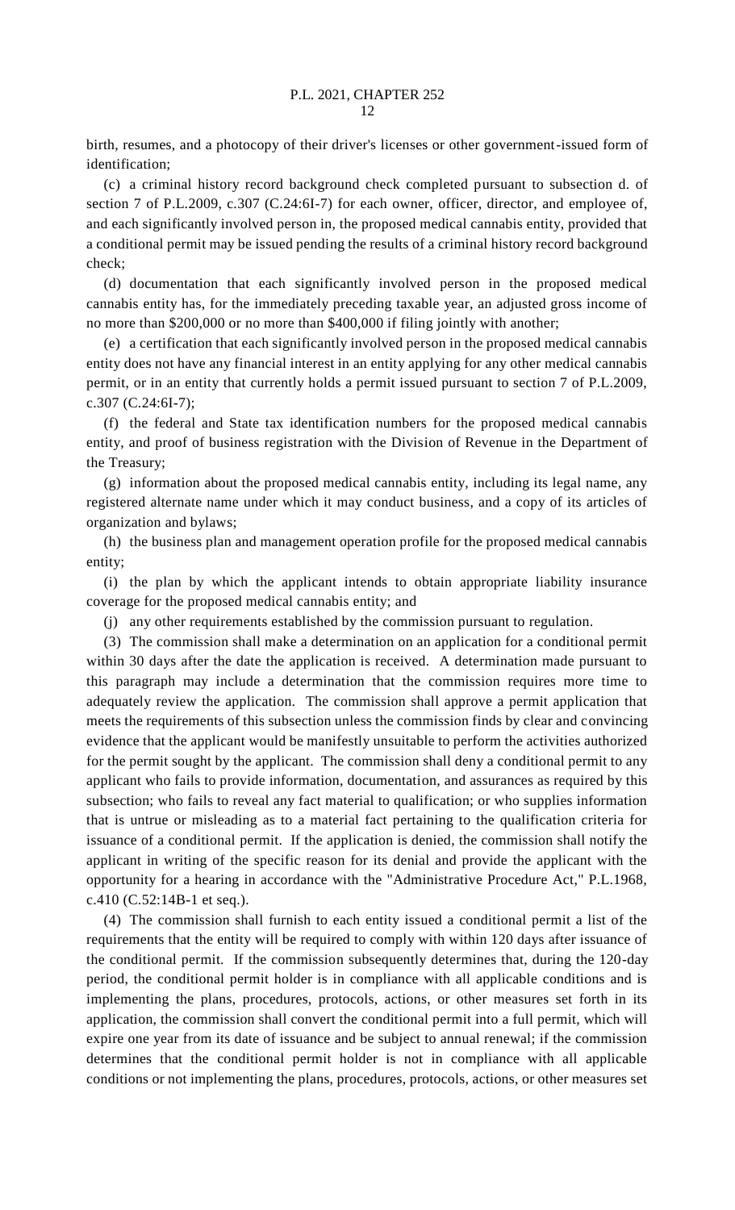birth, resumes, and a photocopy of their driver's licenses or other government-issued form of identification;

(c) a criminal history record background check completed pursuant to subsection d. of section 7 of P.L.2009, c.307 (C.24:6I-7) for each owner, officer, director, and employee of, and each significantly involved person in, the proposed medical cannabis entity, provided that a conditional permit may be issued pending the results of a criminal history record background check;

(d) documentation that each significantly involved person in the proposed medical cannabis entity has, for the immediately preceding taxable year, an adjusted gross income of no more than $200,000 or no more than $400,000 if filing jointly with another;

(e) a certification that each significantly involved person in the proposed medical cannabis entity does not have any financial interest in an entity applying for any other medical cannabis permit, or in an entity that currently holds a permit issued pursuant to section 7 of P.L.2009, c.307 (C.24:6I-7);

(f) the federal and State tax identification numbers for the proposed medical cannabis entity, and proof of business registration with the Division of Revenue in the Department of the Treasury;

(g) information about the proposed medical cannabis entity, including its legal name, any registered alternate name under which it may conduct business, and a copy of its articles of organization and bylaws;

(h) the business plan and management operation profile for the proposed medical cannabis entity;

(i) the plan by which the applicant intends to obtain appropriate liability insurance coverage for the proposed medical cannabis entity; and

(j) any other requirements established by the commission pursuant to regulation.

(3) The commission shall make a determination on an application for a conditional permit within 30 days after the date the application is received. A determination made pursuant to this paragraph may include a determination that the commission requires more time to adequately review the application. The commission shall approve a permit application that meets the requirements of this subsection unless the commission finds by clear and convincing evidence that the applicant would be manifestly unsuitable to perform the activities authorized for the permit sought by the applicant. The commission shall deny a conditional permit to any applicant who fails to provide information, documentation, and assurances as required by this subsection; who fails to reveal any fact material to qualification; or who supplies information that is untrue or misleading as to a material fact pertaining to the qualification criteria for issuance of a conditional permit. If the application is denied, the commission shall notify the applicant in writing of the specific reason for its denial and provide the applicant with the opportunity for a hearing in accordance with the "Administrative Procedure Act," P.L.1968, c.410 (C.52:14B-1 et seq.).

(4) The commission shall furnish to each entity issued a conditional permit a list of the requirements that the entity will be required to comply with within 120 days after issuance of the conditional permit. If the commission subsequently determines that, during the 120-day period, the conditional permit holder is in compliance with all applicable conditions and is implementing the plans, procedures, protocols, actions, or other measures set forth in its application, the commission shall convert the conditional permit into a full permit, which will expire one year from its date of issuance and be subject to annual renewal; if the commission determines that the conditional permit holder is not in compliance with all applicable conditions or not implementing the plans, procedures, protocols, actions, or other measures set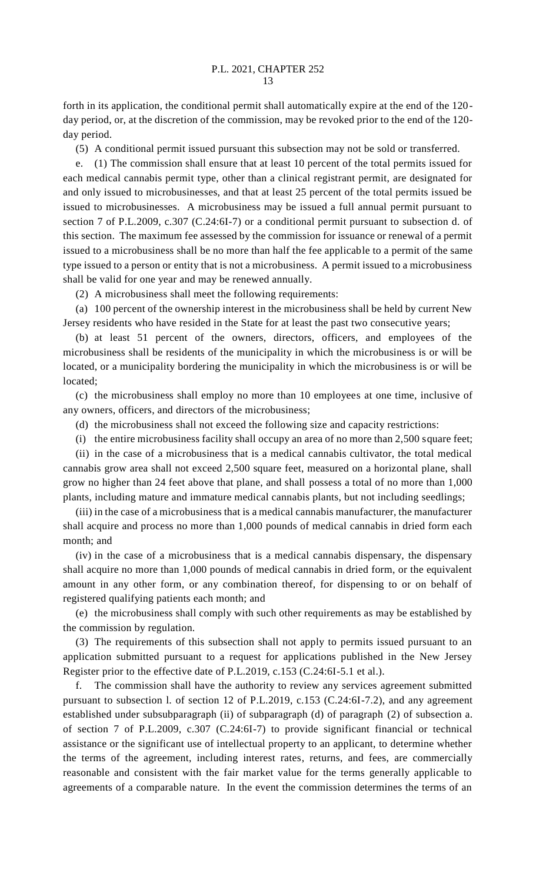forth in its application, the conditional permit shall automatically expire at the end of the 120-day period, or, at the discretion of the commission, may be revoked prior to the end of the 120-day period.

(5) A conditional permit issued pursuant this subsection may not be sold or transferred.

e. (1) The commission shall ensure that at least 10 percent of the total permits issued for each medical cannabis permit type, other than a clinical registrant permit, are designated for and only issued to microbusinesses, and that at least 25 percent of the total permits issued be issued to microbusinesses. A microbusiness may be issued a full annual permit pursuant to section 7 of P.L.2009, c.307 (C.24:6I-7) or a conditional permit pursuant to subsection d. of this section. The maximum fee assessed by the commission for issuance or renewal of a permit issued to a microbusiness shall be no more than half the fee applicable to a permit of the same type issued to a person or entity that is not a microbusiness. A permit issued to a microbusiness shall be valid for one year and may be renewed annually.

(2) A microbusiness shall meet the following requirements:

(a) 100 percent of the ownership interest in the microbusiness shall be held by current New Jersey residents who have resided in the State for at least the past two consecutive years;

(b) at least 51 percent of the owners, directors, officers, and employees of the microbusiness shall be residents of the municipality in which the microbusiness is or will be located, or a municipality bordering the municipality in which the microbusiness is or will be located;

(c) the microbusiness shall employ no more than 10 employees at one time, inclusive of any owners, officers, and directors of the microbusiness;

(d) the microbusiness shall not exceed the following size and capacity restrictions:

(i) the entire microbusiness facility shall occupy an area of no more than 2,500 square feet;

(ii) in the case of a microbusiness that is a medical cannabis cultivator, the total medical cannabis grow area shall not exceed 2,500 square feet, measured on a horizontal plane, shall grow no higher than 24 feet above that plane, and shall possess a total of no more than 1,000 plants, including mature and immature medical cannabis plants, but not including seedlings;

(iii) in the case of a microbusiness that is a medical cannabis manufacturer, the manufacturer shall acquire and process no more than 1,000 pounds of medical cannabis in dried form each month; and

(iv) in the case of a microbusiness that is a medical cannabis dispensary, the dispensary shall acquire no more than 1,000 pounds of medical cannabis in dried form, or the equivalent amount in any other form, or any combination thereof, for dispensing to or on behalf of registered qualifying patients each month; and

(e) the microbusiness shall comply with such other requirements as may be established by the commission by regulation.

(3) The requirements of this subsection shall not apply to permits issued pursuant to an application submitted pursuant to a request for applications published in the New Jersey Register prior to the effective date of P.L.2019, c.153 (C.24:6I-5.1 et al.).

f. The commission shall have the authority to review any services agreement submitted pursuant to subsection l. of section 12 of P.L.2019, c.153 (C.24:6I-7.2), and any agreement established under subsubparagraph (ii) of subparagraph (d) of paragraph (2) of subsection a. of section 7 of P.L.2009, c.307 (C.24:6I-7) to provide significant financial or technical assistance or the significant use of intellectual property to an applicant, to determine whether the terms of the agreement, including interest rates, returns, and fees, are commercially reasonable and consistent with the fair market value for the terms generally applicable to agreements of a comparable nature. In the event the commission determines the terms of an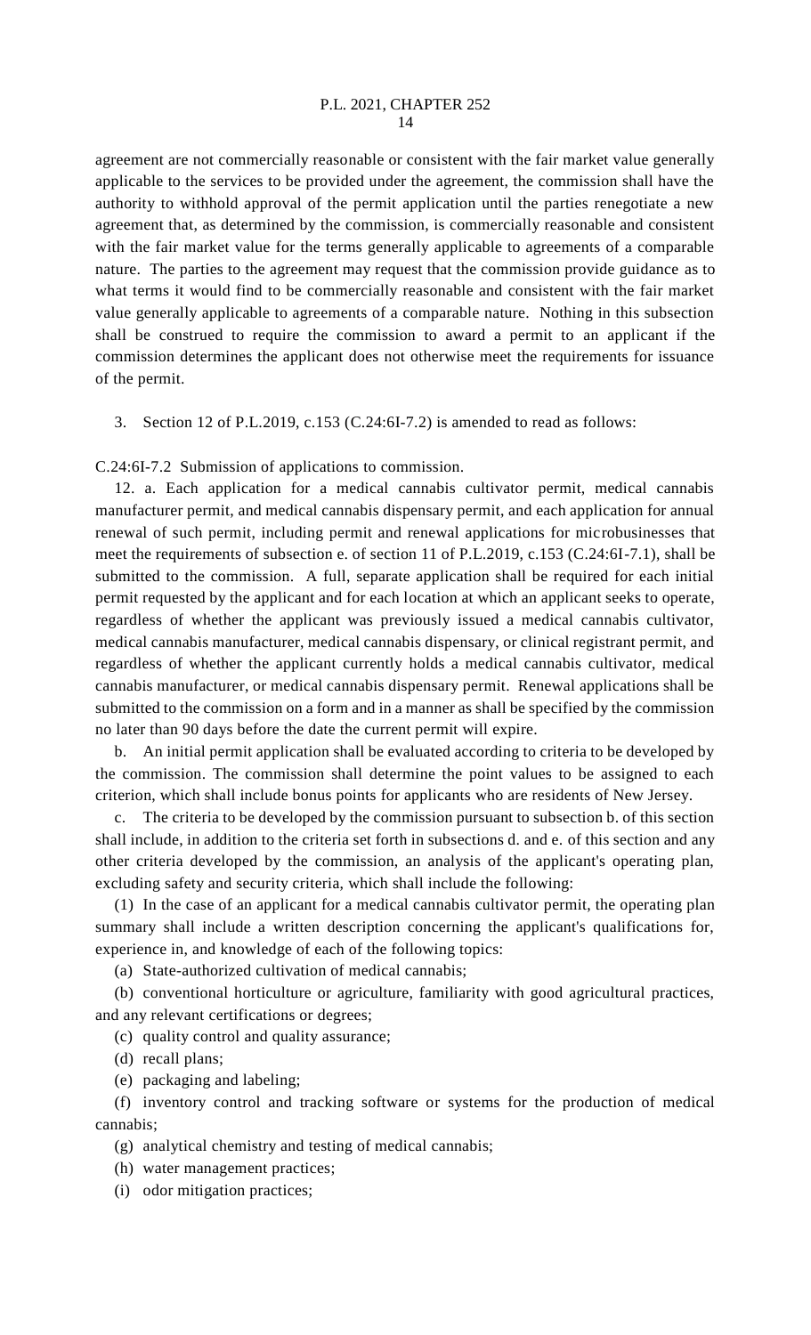agreement are not commercially reasonable or consistent with the fair market value generally applicable to the services to be provided under the agreement, the commission shall have the authority to withhold approval of the permit application until the parties renegotiate a new agreement that, as determined by the commission, is commercially reasonable and consistent with the fair market value for the terms generally applicable to agreements of a comparable nature. The parties to the agreement may request that the commission provide guidance as to what terms it would find to be commercially reasonable and consistent with the fair market value generally applicable to agreements of a comparable nature. Nothing in this subsection shall be construed to require the commission to award a permit to an applicant if the commission determines the applicant does not otherwise meet the requirements for issuance of the permit.

3. Section 12 of P.L.2019, c.153 (C.24:6I-7.2) is amended to read as follows:

C.24:6I-7.2 Submission of applications to commission.

12. a. Each application for a medical cannabis cultivator permit, medical cannabis manufacturer permit, and medical cannabis dispensary permit, and each application for annual renewal of such permit, including permit and renewal applications for microbusinesses that meet the requirements of subsection e. of section 11 of P.L.2019, c.153 (C.24:6I-7.1), shall be submitted to the commission. A full, separate application shall be required for each initial permit requested by the applicant and for each location at which an applicant seeks to operate, regardless of whether the applicant was previously issued a medical cannabis cultivator, medical cannabis manufacturer, medical cannabis dispensary, or clinical registrant permit, and regardless of whether the applicant currently holds a medical cannabis cultivator, medical cannabis manufacturer, or medical cannabis dispensary permit. Renewal applications shall be submitted to the commission on a form and in a manner as shall be specified by the commission no later than 90 days before the date the current permit will expire.

b. An initial permit application shall be evaluated according to criteria to be developed by the commission. The commission shall determine the point values to be assigned to each criterion, which shall include bonus points for applicants who are residents of New Jersey.

c. The criteria to be developed by the commission pursuant to subsection b. of this section shall include, in addition to the criteria set forth in subsections d. and e. of this section and any other criteria developed by the commission, an analysis of the applicant's operating plan, excluding safety and security criteria, which shall include the following:

(1) In the case of an applicant for a medical cannabis cultivator permit, the operating plan summary shall include a written description concerning the applicant's qualifications for, experience in, and knowledge of each of the following topics:

(a) State-authorized cultivation of medical cannabis;

(b) conventional horticulture or agriculture, familiarity with good agricultural practices, and any relevant certifications or degrees;

(c) quality control and quality assurance;

(d) recall plans;

(e) packaging and labeling;

(f) inventory control and tracking software or systems for the production of medical cannabis;

(g) analytical chemistry and testing of medical cannabis;

(h) water management practices;

(i) odor mitigation practices;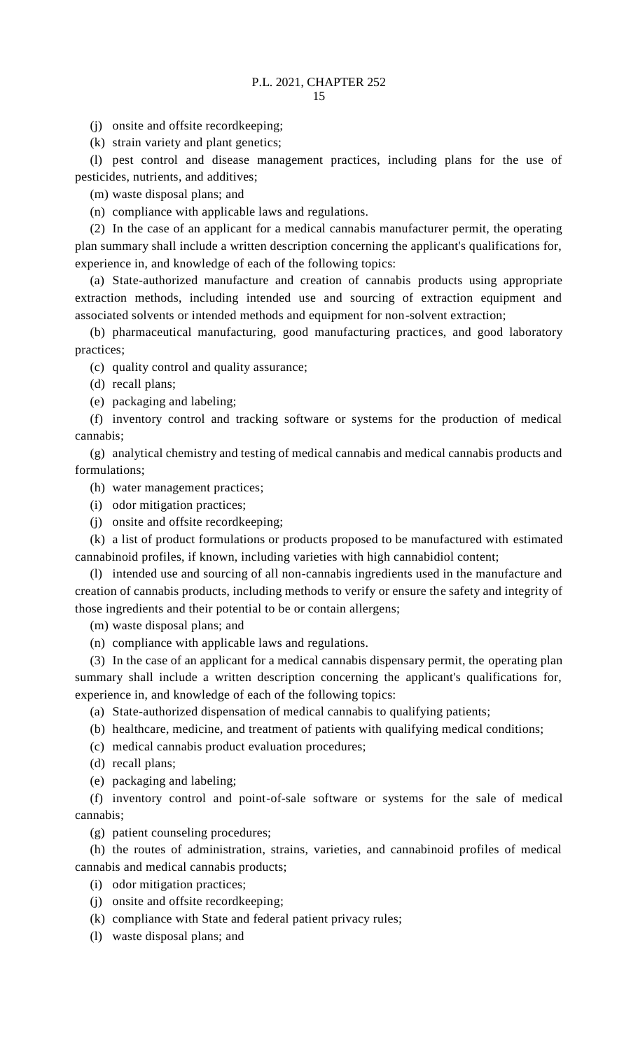(j) onsite and offsite recordkeeping;

(k) strain variety and plant genetics;

(l) pest control and disease management practices, including plans for the use of pesticides, nutrients, and additives;

(m) waste disposal plans; and

(n) compliance with applicable laws and regulations.

(2) In the case of an applicant for a medical cannabis manufacturer permit, the operating plan summary shall include a written description concerning the applicant's qualifications for, experience in, and knowledge of each of the following topics:

(a) State-authorized manufacture and creation of cannabis products using appropriate extraction methods, including intended use and sourcing of extraction equipment and associated solvents or intended methods and equipment for non-solvent extraction;

(b) pharmaceutical manufacturing, good manufacturing practices, and good laboratory practices;

(c) quality control and quality assurance;

(d) recall plans;

(e) packaging and labeling;

(f) inventory control and tracking software or systems for the production of medical cannabis;

(g) analytical chemistry and testing of medical cannabis and medical cannabis products and formulations;

(h) water management practices;

(i) odor mitigation practices;

(j) onsite and offsite recordkeeping;

(k) a list of product formulations or products proposed to be manufactured with estimated cannabinoid profiles, if known, including varieties with high cannabidiol content;

(l) intended use and sourcing of all non-cannabis ingredients used in the manufacture and creation of cannabis products, including methods to verify or ensure the safety and integrity of those ingredients and their potential to be or contain allergens;

(m) waste disposal plans; and

(n) compliance with applicable laws and regulations.

(3) In the case of an applicant for a medical cannabis dispensary permit, the operating plan summary shall include a written description concerning the applicant's qualifications for, experience in, and knowledge of each of the following topics:

(a) State-authorized dispensation of medical cannabis to qualifying patients;

(b) healthcare, medicine, and treatment of patients with qualifying medical conditions;

(c) medical cannabis product evaluation procedures;

(d) recall plans;

(e) packaging and labeling;

(f) inventory control and point-of-sale software or systems for the sale of medical cannabis;

(g) patient counseling procedures;

(h) the routes of administration, strains, varieties, and cannabinoid profiles of medical cannabis and medical cannabis products;

(i) odor mitigation practices;

(j) onsite and offsite recordkeeping;

(k) compliance with State and federal patient privacy rules;

(l) waste disposal plans; and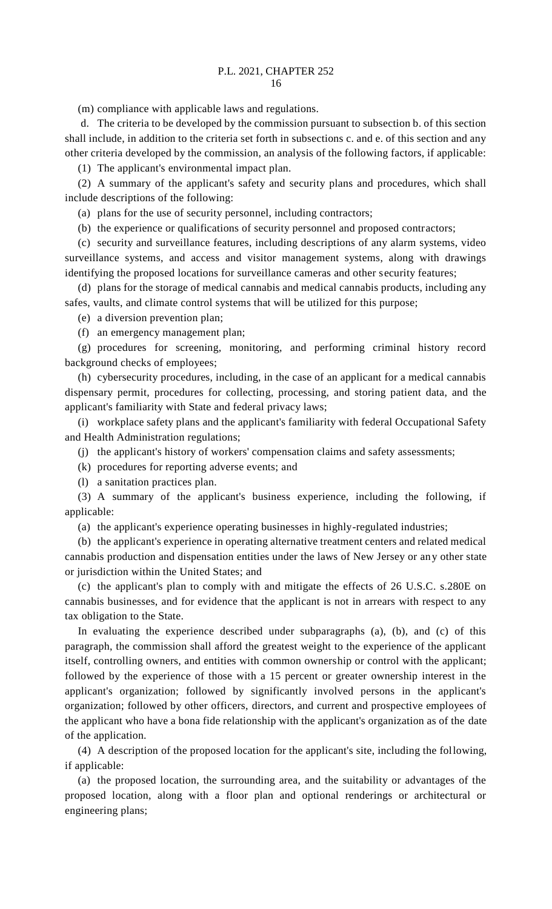(m) compliance with applicable laws and regulations.

d. The criteria to be developed by the commission pursuant to subsection b. of this section shall include, in addition to the criteria set forth in subsections c. and e. of this section and any other criteria developed by the commission, an analysis of the following factors, if applicable:

(1) The applicant's environmental impact plan.

(2) A summary of the applicant's safety and security plans and procedures, which shall include descriptions of the following:

(a) plans for the use of security personnel, including contractors;

(b) the experience or qualifications of security personnel and proposed contractors;

(c) security and surveillance features, including descriptions of any alarm systems, video surveillance systems, and access and visitor management systems, along with drawings identifying the proposed locations for surveillance cameras and other security features;

(d) plans for the storage of medical cannabis and medical cannabis products, including any safes, vaults, and climate control systems that will be utilized for this purpose;

(e) a diversion prevention plan;

(f) an emergency management plan;

(g) procedures for screening, monitoring, and performing criminal history record background checks of employees;

(h) cybersecurity procedures, including, in the case of an applicant for a medical cannabis dispensary permit, procedures for collecting, processing, and storing patient data, and the applicant's familiarity with State and federal privacy laws;

(i) workplace safety plans and the applicant's familiarity with federal Occupational Safety and Health Administration regulations;

(j) the applicant's history of workers' compensation claims and safety assessments;

(k) procedures for reporting adverse events; and

(l) a sanitation practices plan.

(3) A summary of the applicant's business experience, including the following, if applicable:

(a) the applicant's experience operating businesses in highly-regulated industries;

(b) the applicant's experience in operating alternative treatment centers and related medical cannabis production and dispensation entities under the laws of New Jersey or any other state or jurisdiction within the United States; and

(c) the applicant's plan to comply with and mitigate the effects of 26 U.S.C. s.280E on cannabis businesses, and for evidence that the applicant is not in arrears with respect to any tax obligation to the State.

In evaluating the experience described under subparagraphs (a), (b), and (c) of this paragraph, the commission shall afford the greatest weight to the experience of the applicant itself, controlling owners, and entities with common ownership or control with the applicant; followed by the experience of those with a 15 percent or greater ownership interest in the applicant's organization; followed by significantly involved persons in the applicant's organization; followed by other officers, directors, and current and prospective employees of the applicant who have a bona fide relationship with the applicant's organization as of the date of the application.

(4) A description of the proposed location for the applicant's site, including the following, if applicable:

(a) the proposed location, the surrounding area, and the suitability or advantages of the proposed location, along with a floor plan and optional renderings or architectural or engineering plans;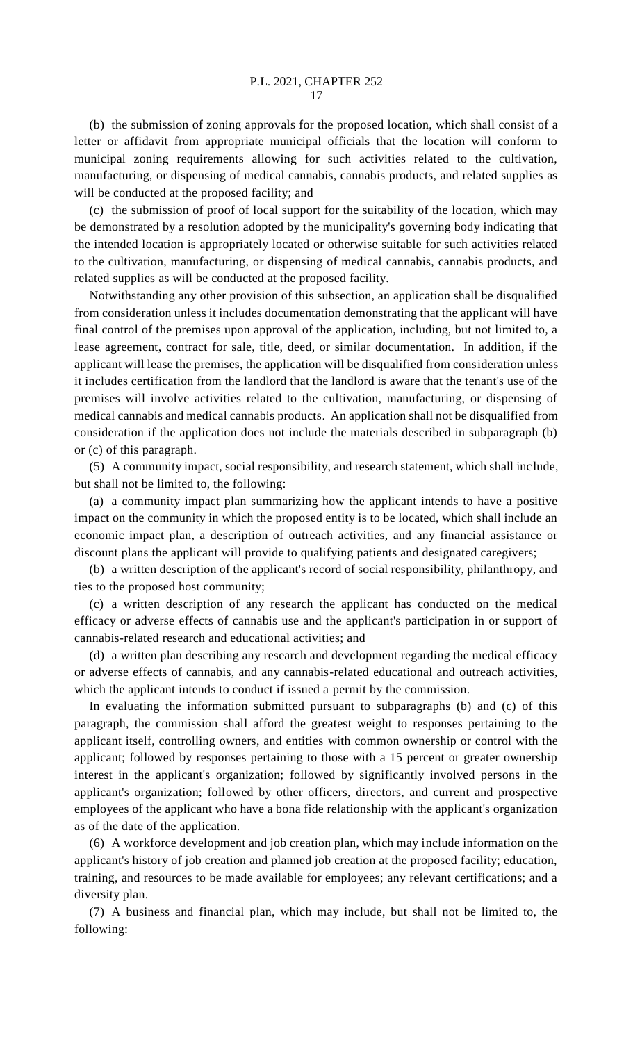(b) the submission of zoning approvals for the proposed location, which shall consist of a letter or affidavit from appropriate municipal officials that the location will conform to municipal zoning requirements allowing for such activities related to the cultivation, manufacturing, or dispensing of medical cannabis, cannabis products, and related supplies as will be conducted at the proposed facility; and

(c) the submission of proof of local support for the suitability of the location, which may be demonstrated by a resolution adopted by the municipality's governing body indicating that the intended location is appropriately located or otherwise suitable for such activities related to the cultivation, manufacturing, or dispensing of medical cannabis, cannabis products, and related supplies as will be conducted at the proposed facility.

Notwithstanding any other provision of this subsection, an application shall be disqualified from consideration unless it includes documentation demonstrating that the applicant will have final control of the premises upon approval of the application, including, but not limited to, a lease agreement, contract for sale, title, deed, or similar documentation. In addition, if the applicant will lease the premises, the application will be disqualified from consideration unless it includes certification from the landlord that the landlord is aware that the tenant's use of the premises will involve activities related to the cultivation, manufacturing, or dispensing of medical cannabis and medical cannabis products. An application shall not be disqualified from consideration if the application does not include the materials described in subparagraph (b) or (c) of this paragraph.

(5) A community impact, social responsibility, and research statement, which shall include, but shall not be limited to, the following:

(a) a community impact plan summarizing how the applicant intends to have a positive impact on the community in which the proposed entity is to be located, which shall include an economic impact plan, a description of outreach activities, and any financial assistance or discount plans the applicant will provide to qualifying patients and designated caregivers;

(b) a written description of the applicant's record of social responsibility, philanthropy, and ties to the proposed host community;

(c) a written description of any research the applicant has conducted on the medical efficacy or adverse effects of cannabis use and the applicant's participation in or support of cannabis-related research and educational activities; and

(d) a written plan describing any research and development regarding the medical efficacy or adverse effects of cannabis, and any cannabis-related educational and outreach activities, which the applicant intends to conduct if issued a permit by the commission.

In evaluating the information submitted pursuant to subparagraphs (b) and (c) of this paragraph, the commission shall afford the greatest weight to responses pertaining to the applicant itself, controlling owners, and entities with common ownership or control with the applicant; followed by responses pertaining to those with a 15 percent or greater ownership interest in the applicant's organization; followed by significantly involved persons in the applicant's organization; followed by other officers, directors, and current and prospective employees of the applicant who have a bona fide relationship with the applicant's organization as of the date of the application.

(6) A workforce development and job creation plan, which may include information on the applicant's history of job creation and planned job creation at the proposed facility; education, training, and resources to be made available for employees; any relevant certifications; and a diversity plan.

(7) A business and financial plan, which may include, but shall not be limited to, the following: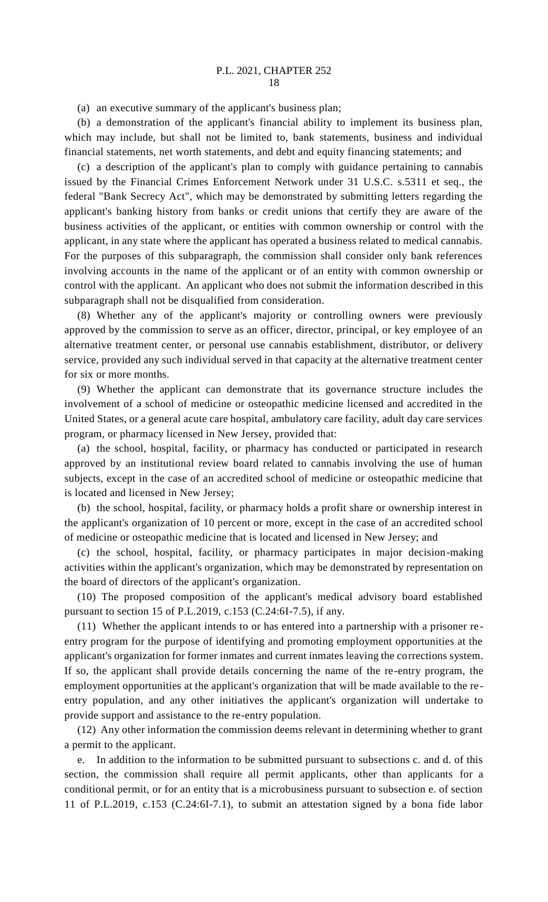(a) an executive summary of the applicant's business plan;

(b) a demonstration of the applicant's financial ability to implement its business plan, which may include, but shall not be limited to, bank statements, business and individual financial statements, net worth statements, and debt and equity financing statements; and

(c) a description of the applicant's plan to comply with guidance pertaining to cannabis issued by the Financial Crimes Enforcement Network under 31 U.S.C. s.5311 et seq., the federal "Bank Secrecy Act", which may be demonstrated by submitting letters regarding the applicant's banking history from banks or credit unions that certify they are aware of the business activities of the applicant, or entities with common ownership or control with the applicant, in any state where the applicant has operated a business related to medical cannabis. For the purposes of this subparagraph, the commission shall consider only bank references involving accounts in the name of the applicant or of an entity with common ownership or control with the applicant. An applicant who does not submit the information described in this subparagraph shall not be disqualified from consideration.

(8) Whether any of the applicant's majority or controlling owners were previously approved by the commission to serve as an officer, director, principal, or key employee of an alternative treatment center, or personal use cannabis establishment, distributor, or delivery service, provided any such individual served in that capacity at the alternative treatment center for six or more months.

(9) Whether the applicant can demonstrate that its governance structure includes the involvement of a school of medicine or osteopathic medicine licensed and accredited in the United States, or a general acute care hospital, ambulatory care facility, adult day care services program, or pharmacy licensed in New Jersey, provided that:

(a) the school, hospital, facility, or pharmacy has conducted or participated in research approved by an institutional review board related to cannabis involving the use of human subjects, except in the case of an accredited school of medicine or osteopathic medicine that is located and licensed in New Jersey;

(b) the school, hospital, facility, or pharmacy holds a profit share or ownership interest in the applicant's organization of 10 percent or more, except in the case of an accredited school of medicine or osteopathic medicine that is located and licensed in New Jersey; and

(c) the school, hospital, facility, or pharmacy participates in major decision-making activities within the applicant's organization, which may be demonstrated by representation on the board of directors of the applicant's organization.

(10) The proposed composition of the applicant's medical advisory board established pursuant to section 15 of P.L.2019, c.153 (C.24:6I-7.5), if any.

(11) Whether the applicant intends to or has entered into a partnership with a prisoner re-entry program for the purpose of identifying and promoting employment opportunities at the applicant's organization for former inmates and current inmates leaving the corrections system. If so, the applicant shall provide details concerning the name of the re-entry program, the employment opportunities at the applicant's organization that will be made available to the re-entry population, and any other initiatives the applicant's organization will undertake to provide support and assistance to the re-entry population.

(12) Any other information the commission deems relevant in determining whether to grant a permit to the applicant.

e. In addition to the information to be submitted pursuant to subsections c. and d. of this section, the commission shall require all permit applicants, other than applicants for a conditional permit, or for an entity that is a microbusiness pursuant to subsection e. of section 11 of P.L.2019, c.153 (C.24:6I-7.1), to submit an attestation signed by a bona fide labor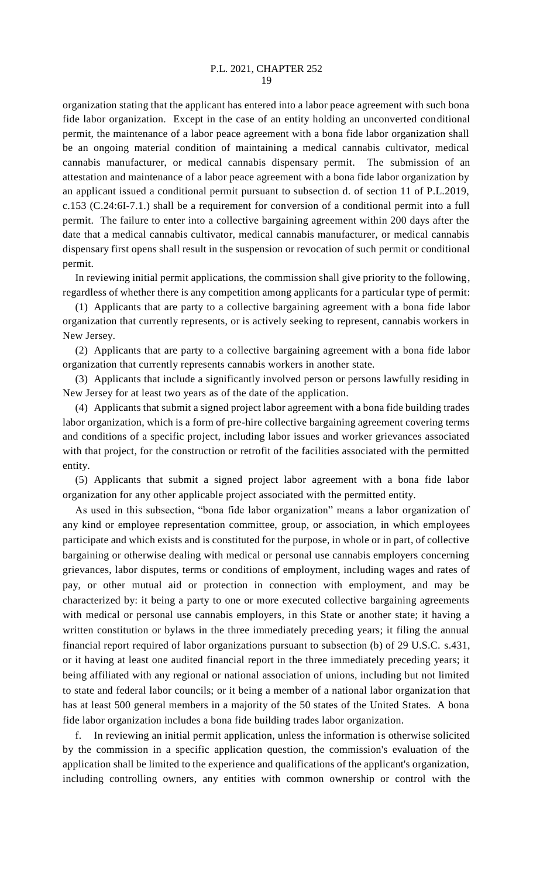organization stating that the applicant has entered into a labor peace agreement with such bona fide labor organization. Except in the case of an entity holding an unconverted conditional permit, the maintenance of a labor peace agreement with a bona fide labor organization shall be an ongoing material condition of maintaining a medical cannabis cultivator, medical cannabis manufacturer, or medical cannabis dispensary permit. The submission of an attestation and maintenance of a labor peace agreement with a bona fide labor organization by an applicant issued a conditional permit pursuant to subsection d. of section 11 of P.L.2019, c.153 (C.24:6I-7.1.) shall be a requirement for conversion of a conditional permit into a full permit. The failure to enter into a collective bargaining agreement within 200 days after the date that a medical cannabis cultivator, medical cannabis manufacturer, or medical cannabis dispensary first opens shall result in the suspension or revocation of such permit or conditional permit.

In reviewing initial permit applications, the commission shall give priority to the following, regardless of whether there is any competition among applicants for a particular type of permit:

(1) Applicants that are party to a collective bargaining agreement with a bona fide labor organization that currently represents, or is actively seeking to represent, cannabis workers in New Jersey.

(2) Applicants that are party to a collective bargaining agreement with a bona fide labor organization that currently represents cannabis workers in another state.

(3) Applicants that include a significantly involved person or persons lawfully residing in New Jersey for at least two years as of the date of the application.

(4) Applicants that submit a signed project labor agreement with a bona fide building trades labor organization, which is a form of pre-hire collective bargaining agreement covering terms and conditions of a specific project, including labor issues and worker grievances associated with that project, for the construction or retrofit of the facilities associated with the permitted entity.

(5) Applicants that submit a signed project labor agreement with a bona fide labor organization for any other applicable project associated with the permitted entity.

As used in this subsection, "bona fide labor organization" means a labor organization of any kind or employee representation committee, group, or association, in which employees participate and which exists and is constituted for the purpose, in whole or in part, of collective bargaining or otherwise dealing with medical or personal use cannabis employers concerning grievances, labor disputes, terms or conditions of employment, including wages and rates of pay, or other mutual aid or protection in connection with employment, and may be characterized by: it being a party to one or more executed collective bargaining agreements with medical or personal use cannabis employers, in this State or another state; it having a written constitution or bylaws in the three immediately preceding years; it filing the annual financial report required of labor organizations pursuant to subsection (b) of 29 U.S.C. s.431, or it having at least one audited financial report in the three immediately preceding years; it being affiliated with any regional or national association of unions, including but not limited to state and federal labor councils; or it being a member of a national labor organization that has at least 500 general members in a majority of the 50 states of the United States. A bona fide labor organization includes a bona fide building trades labor organization.

f. In reviewing an initial permit application, unless the information is otherwise solicited by the commission in a specific application question, the commission's evaluation of the application shall be limited to the experience and qualifications of the applicant's organization, including controlling owners, any entities with common ownership or control with the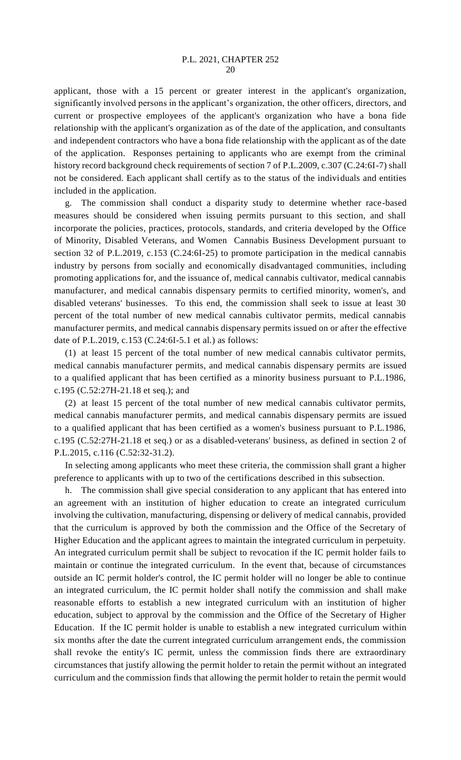applicant, those with a 15 percent or greater interest in the applicant's organization, significantly involved persons in the applicant's organization, the other officers, directors, and current or prospective employees of the applicant's organization who have a bona fide relationship with the applicant's organization as of the date of the application, and consultants and independent contractors who have a bona fide relationship with the applicant as of the date of the application. Responses pertaining to applicants who are exempt from the criminal history record background check requirements of section 7 of P.L.2009, c.307 (C.24:6I-7) shall not be considered. Each applicant shall certify as to the status of the individuals and entities included in the application.

g. The commission shall conduct a disparity study to determine whether race-based measures should be considered when issuing permits pursuant to this section, and shall incorporate the policies, practices, protocols, standards, and criteria developed by the Office of Minority, Disabled Veterans, and Women Cannabis Business Development pursuant to section 32 of P.L.2019, c.153 (C.24:6I-25) to promote participation in the medical cannabis industry by persons from socially and economically disadvantaged communities, including promoting applications for, and the issuance of, medical cannabis cultivator, medical cannabis manufacturer, and medical cannabis dispensary permits to certified minority, women's, and disabled veterans' businesses. To this end, the commission shall seek to issue at least 30 percent of the total number of new medical cannabis cultivator permits, medical cannabis manufacturer permits, and medical cannabis dispensary permits issued on or after the effective date of P.L.2019, c.153 (C.24:6I-5.1 et al.) as follows:

(1) at least 15 percent of the total number of new medical cannabis cultivator permits, medical cannabis manufacturer permits, and medical cannabis dispensary permits are issued to a qualified applicant that has been certified as a minority business pursuant to P.L.1986, c.195 (C.52:27H-21.18 et seq.); and

(2) at least 15 percent of the total number of new medical cannabis cultivator permits, medical cannabis manufacturer permits, and medical cannabis dispensary permits are issued to a qualified applicant that has been certified as a women's business pursuant to P.L.1986, c.195 (C.52:27H-21.18 et seq.) or as a disabled-veterans' business, as defined in section 2 of P.L.2015, c.116 (C.52:32-31.2).

In selecting among applicants who meet these criteria, the commission shall grant a higher preference to applicants with up to two of the certifications described in this subsection.

h. The commission shall give special consideration to any applicant that has entered into an agreement with an institution of higher education to create an integrated curriculum involving the cultivation, manufacturing, dispensing or delivery of medical cannabis, provided that the curriculum is approved by both the commission and the Office of the Secretary of Higher Education and the applicant agrees to maintain the integrated curriculum in perpetuity. An integrated curriculum permit shall be subject to revocation if the IC permit holder fails to maintain or continue the integrated curriculum. In the event that, because of circumstances outside an IC permit holder's control, the IC permit holder will no longer be able to continue an integrated curriculum, the IC permit holder shall notify the commission and shall make reasonable efforts to establish a new integrated curriculum with an institution of higher education, subject to approval by the commission and the Office of the Secretary of Higher Education. If the IC permit holder is unable to establish a new integrated curriculum within six months after the date the current integrated curriculum arrangement ends, the commission shall revoke the entity's IC permit, unless the commission finds there are extraordinary circumstances that justify allowing the permit holder to retain the permit without an integrated curriculum and the commission finds that allowing the permit holder to retain the permit would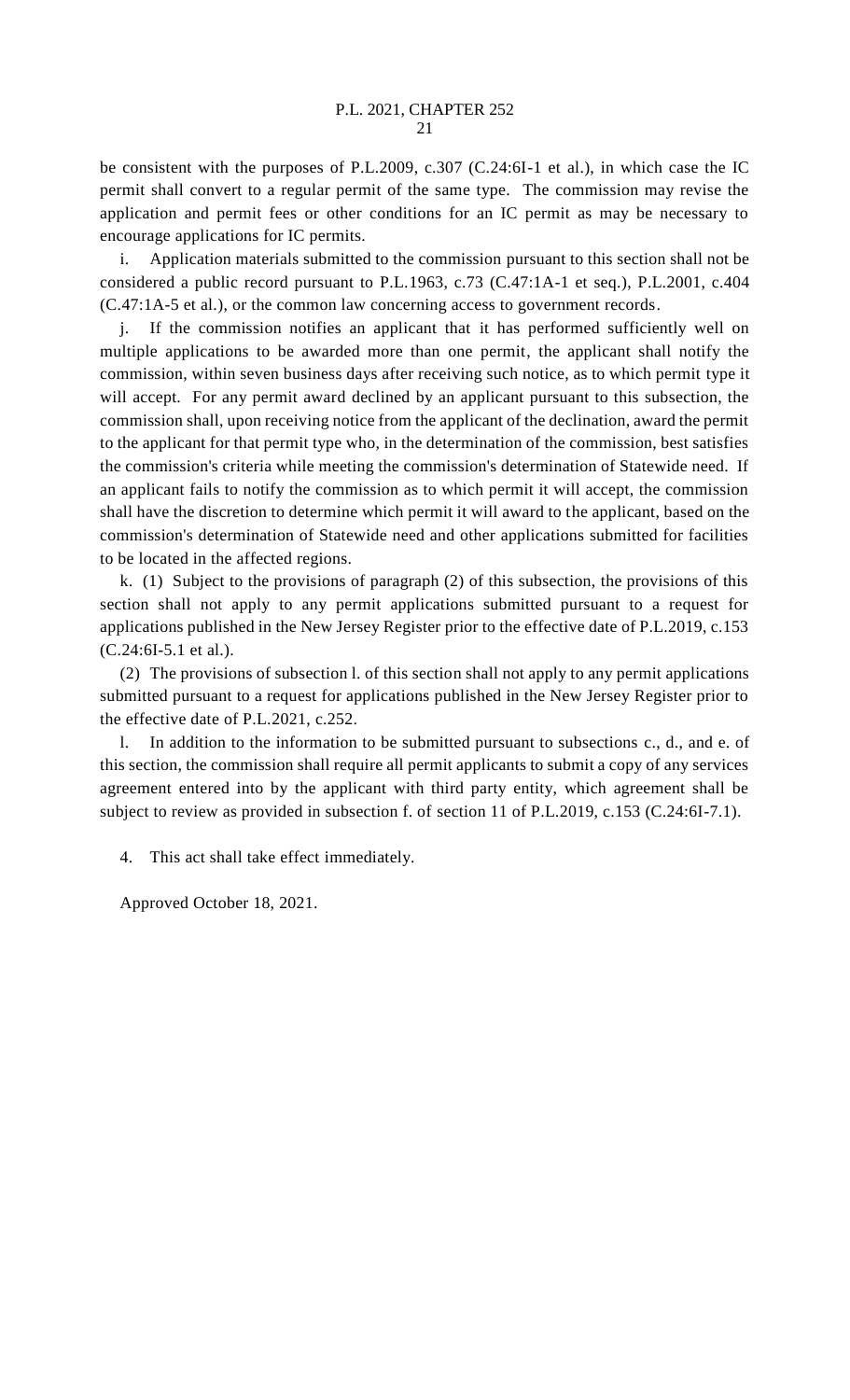be consistent with the purposes of P.L.2009, c.307 (C.24:6I-1 et al.), in which case the IC permit shall convert to a regular permit of the same type. The commission may revise the application and permit fees or other conditions for an IC permit as may be necessary to encourage applications for IC permits.

i. Application materials submitted to the commission pursuant to this section shall not be considered a public record pursuant to P.L.1963, c.73 (C.47:1A-1 et seq.), P.L.2001, c.404 (C.47:1A-5 et al.), or the common law concerning access to government records.

j. If the commission notifies an applicant that it has performed sufficiently well on multiple applications to be awarded more than one permit, the applicant shall notify the commission, within seven business days after receiving such notice, as to which permit type it will accept. For any permit award declined by an applicant pursuant to this subsection, the commission shall, upon receiving notice from the applicant of the declination, award the permit to the applicant for that permit type who, in the determination of the commission, best satisfies the commission's criteria while meeting the commission's determination of Statewide need. If an applicant fails to notify the commission as to which permit it will accept, the commission shall have the discretion to determine which permit it will award to the applicant, based on the commission's determination of Statewide need and other applications submitted for facilities to be located in the affected regions.

k. (1) Subject to the provisions of paragraph (2) of this subsection, the provisions of this section shall not apply to any permit applications submitted pursuant to a request for applications published in the New Jersey Register prior to the effective date of P.L.2019, c.153 (C.24:6I-5.1 et al.).

(2) The provisions of subsection l. of this section shall not apply to any permit applications submitted pursuant to a request for applications published in the New Jersey Register prior to the effective date of P.L.2021, c.252.

l. In addition to the information to be submitted pursuant to subsections c., d., and e. of this section, the commission shall require all permit applicants to submit a copy of any services agreement entered into by the applicant with third party entity, which agreement shall be subject to review as provided in subsection f. of section 11 of P.L.2019, c.153 (C.24:6I-7.1).

4. This act shall take effect immediately.

Approved October 18, 2021.